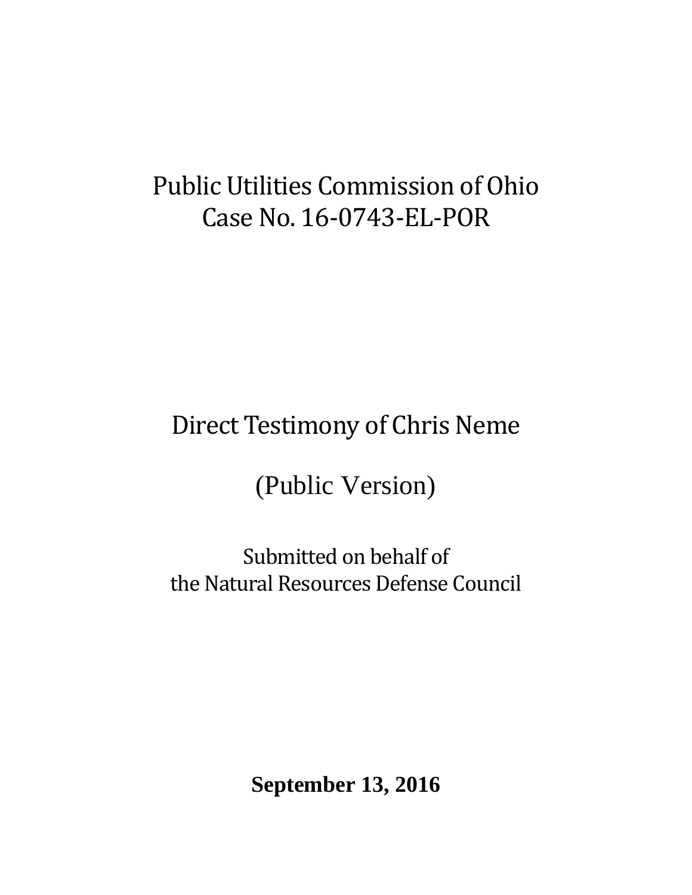Public Utilities Commission of Ohio
Case No. 16-0743-EL-POR

# Direct Testimony of Chris Neme

(Public Version)

Submitted on behalf of
the Natural Resources Defense Council

**September 13, 2016**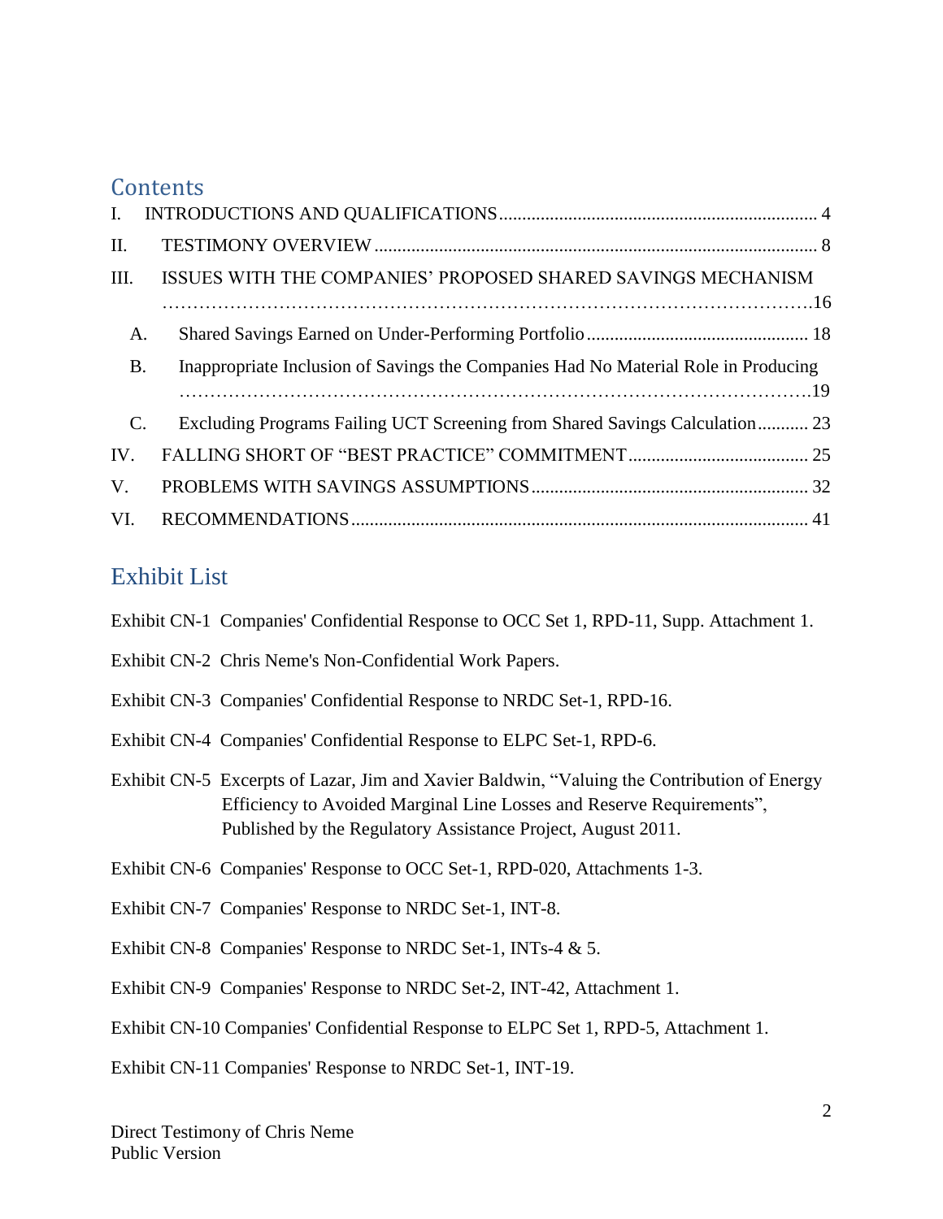## Contents

I. INTRODUCTIONS AND QUALIFICATIONS ..... 4

II. TESTIMONY OVERVIEW ..... 8

III. ISSUES WITH THE COMPANIES' PROPOSED SHARED SAVINGS MECHANISM ..... 16

- A. Shared Savings Earned on Under-Performing Portfolio ..... 18
- B. Inappropriate Inclusion of Savings the Companies Had No Material Role in Producing ..... 19
- C. Excluding Programs Failing UCT Screening from Shared Savings Calculation ..... 23

IV. FALLING SHORT OF "BEST PRACTICE" COMMITMENT ..... 25

V. PROBLEMS WITH SAVINGS ASSUMPTIONS ..... 32

VI. RECOMMENDATIONS ..... 41

## Exhibit List

Exhibit CN-1 Companies' Confidential Response to OCC Set 1, RPD-11, Supp. Attachment 1.

Exhibit CN-2 Chris Neme's Non-Confidential Work Papers.

Exhibit CN-3 Companies' Confidential Response to NRDC Set-1, RPD-16.

Exhibit CN-4 Companies' Confidential Response to ELPC Set-1, RPD-6.

Exhibit CN-5 Excerpts of Lazar, Jim and Xavier Baldwin, "Valuing the Contribution of Energy Efficiency to Avoided Marginal Line Losses and Reserve Requirements", Published by the Regulatory Assistance Project, August 2011.

Exhibit CN-6 Companies' Response to OCC Set-1, RPD-020, Attachments 1-3.

Exhibit CN-7 Companies' Response to NRDC Set-1, INT-8.

Exhibit CN-8 Companies' Response to NRDC Set-1, INTs-4 & 5.

Exhibit CN-9 Companies' Response to NRDC Set-2, INT-42, Attachment 1.

Exhibit CN-10 Companies' Confidential Response to ELPC Set 1, RPD-5, Attachment 1.

Exhibit CN-11 Companies' Response to NRDC Set-1, INT-19.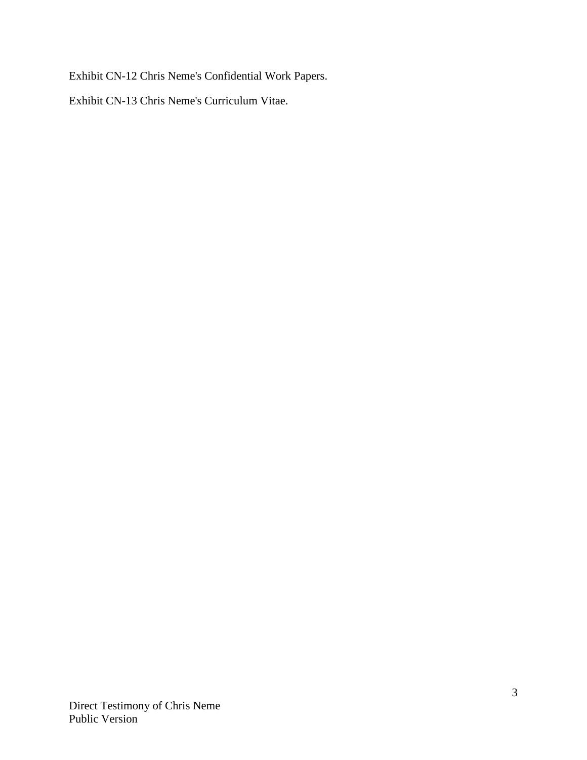Exhibit CN-12 Chris Neme's Confidential Work Papers.

Exhibit CN-13 Chris Neme's Curriculum Vitae.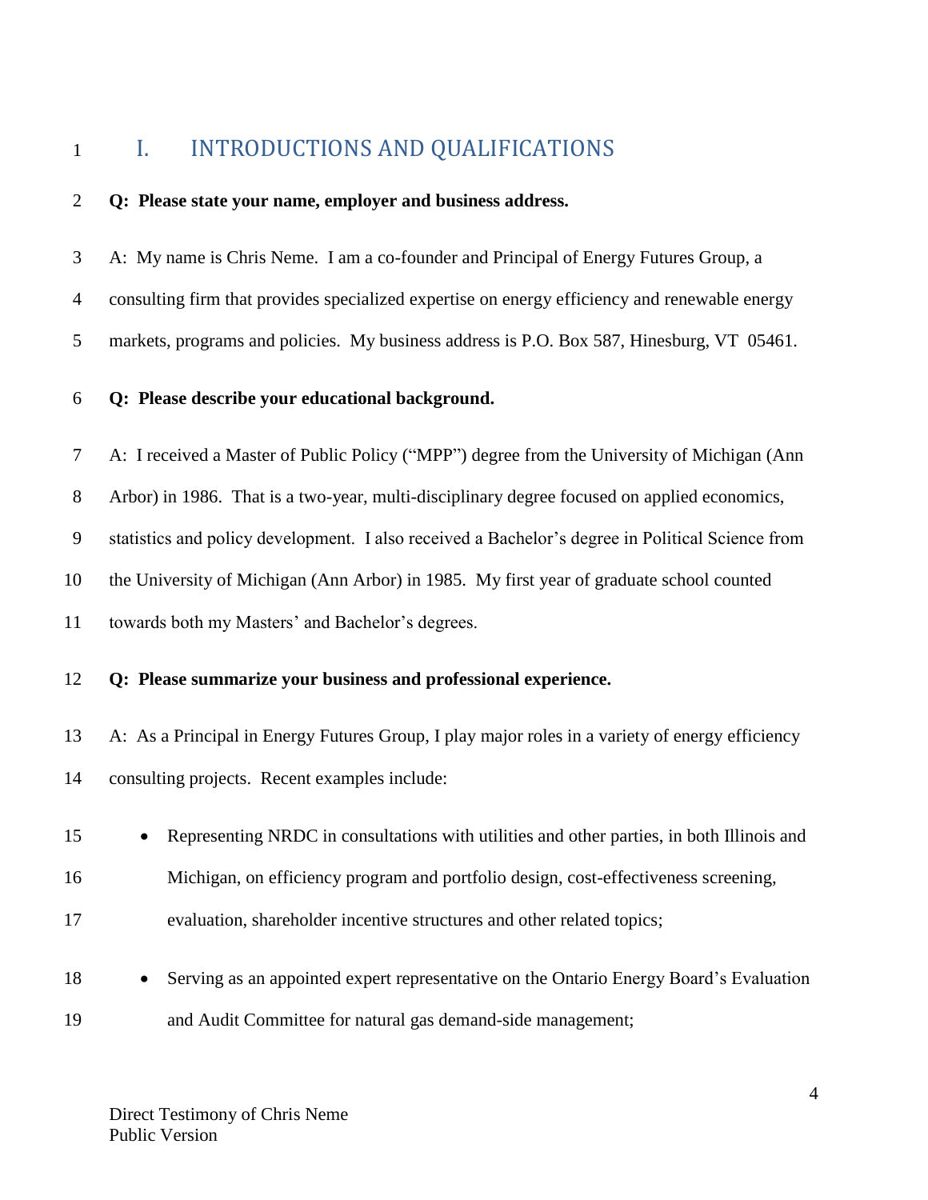# I. INTRODUCTIONS AND QUALIFICATIONS

**Q: Please state your name, employer and business address.**

A: My name is Chris Neme. I am a co-founder and Principal of Energy Futures Group, a consulting firm that provides specialized expertise on energy efficiency and renewable energy markets, programs and policies. My business address is P.O. Box 587, Hinesburg, VT 05461.

**Q: Please describe your educational background.**

A: I received a Master of Public Policy ("MPP") degree from the University of Michigan (Ann Arbor) in 1986. That is a two-year, multi-disciplinary degree focused on applied economics, statistics and policy development. I also received a Bachelor's degree in Political Science from the University of Michigan (Ann Arbor) in 1985. My first year of graduate school counted towards both my Masters' and Bachelor's degrees.

**Q: Please summarize your business and professional experience.**

A: As a Principal in Energy Futures Group, I play major roles in a variety of energy efficiency consulting projects. Recent examples include:

- Representing NRDC in consultations with utilities and other parties, in both Illinois and Michigan, on efficiency program and portfolio design, cost-effectiveness screening, evaluation, shareholder incentive structures and other related topics;
- Serving as an appointed expert representative on the Ontario Energy Board's Evaluation and Audit Committee for natural gas demand-side management;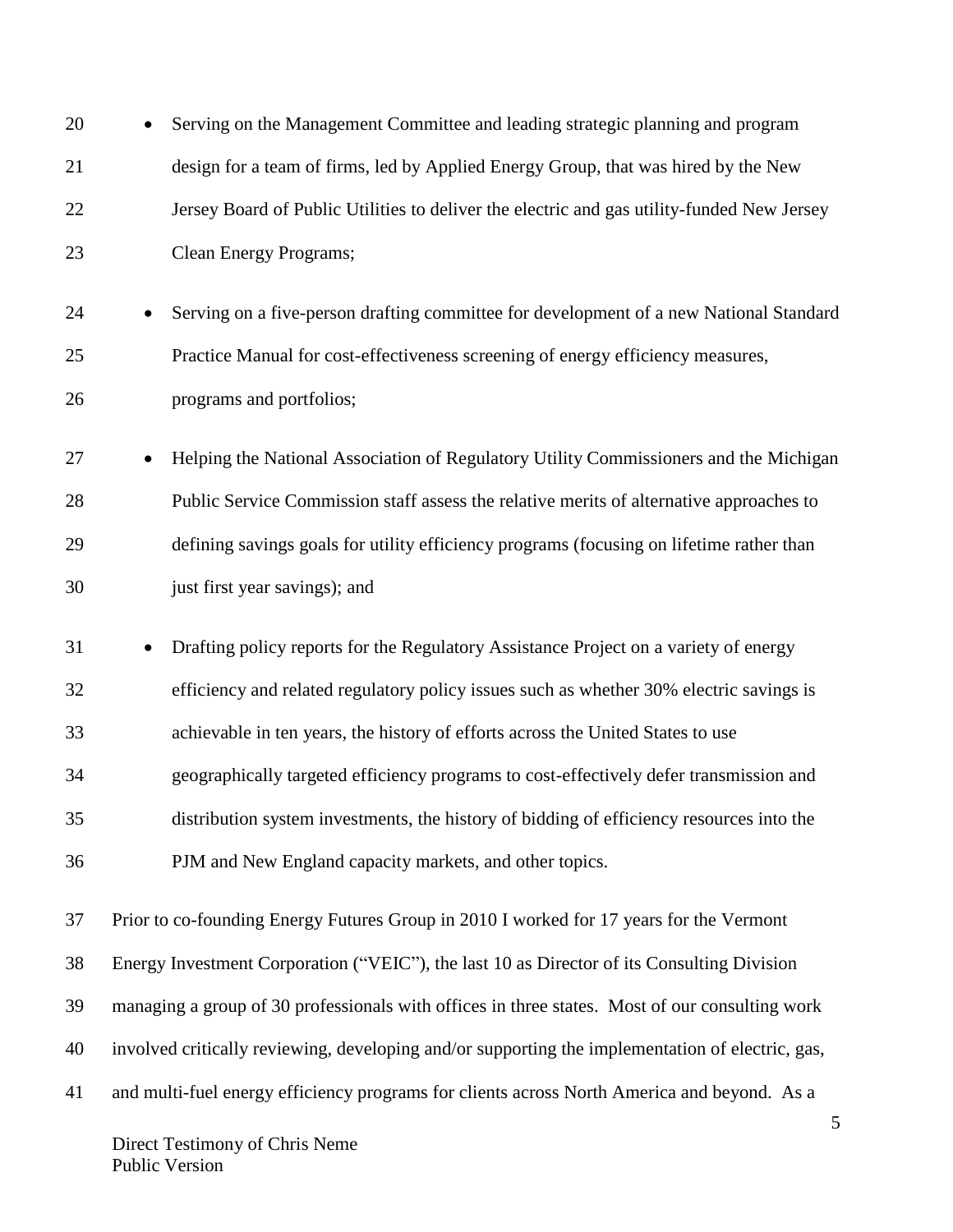- Serving on the Management Committee and leading strategic planning and program design for a team of firms, led by Applied Energy Group, that was hired by the New Jersey Board of Public Utilities to deliver the electric and gas utility-funded New Jersey Clean Energy Programs;

- Serving on a five-person drafting committee for development of a new National Standard Practice Manual for cost-effectiveness screening of energy efficiency measures, programs and portfolios;

- Helping the National Association of Regulatory Utility Commissioners and the Michigan Public Service Commission staff assess the relative merits of alternative approaches to defining savings goals for utility efficiency programs (focusing on lifetime rather than just first year savings); and

- Drafting policy reports for the Regulatory Assistance Project on a variety of energy efficiency and related regulatory policy issues such as whether 30% electric savings is achievable in ten years, the history of efforts across the United States to use geographically targeted efficiency programs to cost-effectively defer transmission and distribution system investments, the history of bidding of efficiency resources into the PJM and New England capacity markets, and other topics.

Prior to co-founding Energy Futures Group in 2010 I worked for 17 years for the Vermont Energy Investment Corporation ("VEIC"), the last 10 as Director of its Consulting Division managing a group of 30 professionals with offices in three states. Most of our consulting work involved critically reviewing, developing and/or supporting the implementation of electric, gas, and multi-fuel energy efficiency programs for clients across North America and beyond. As a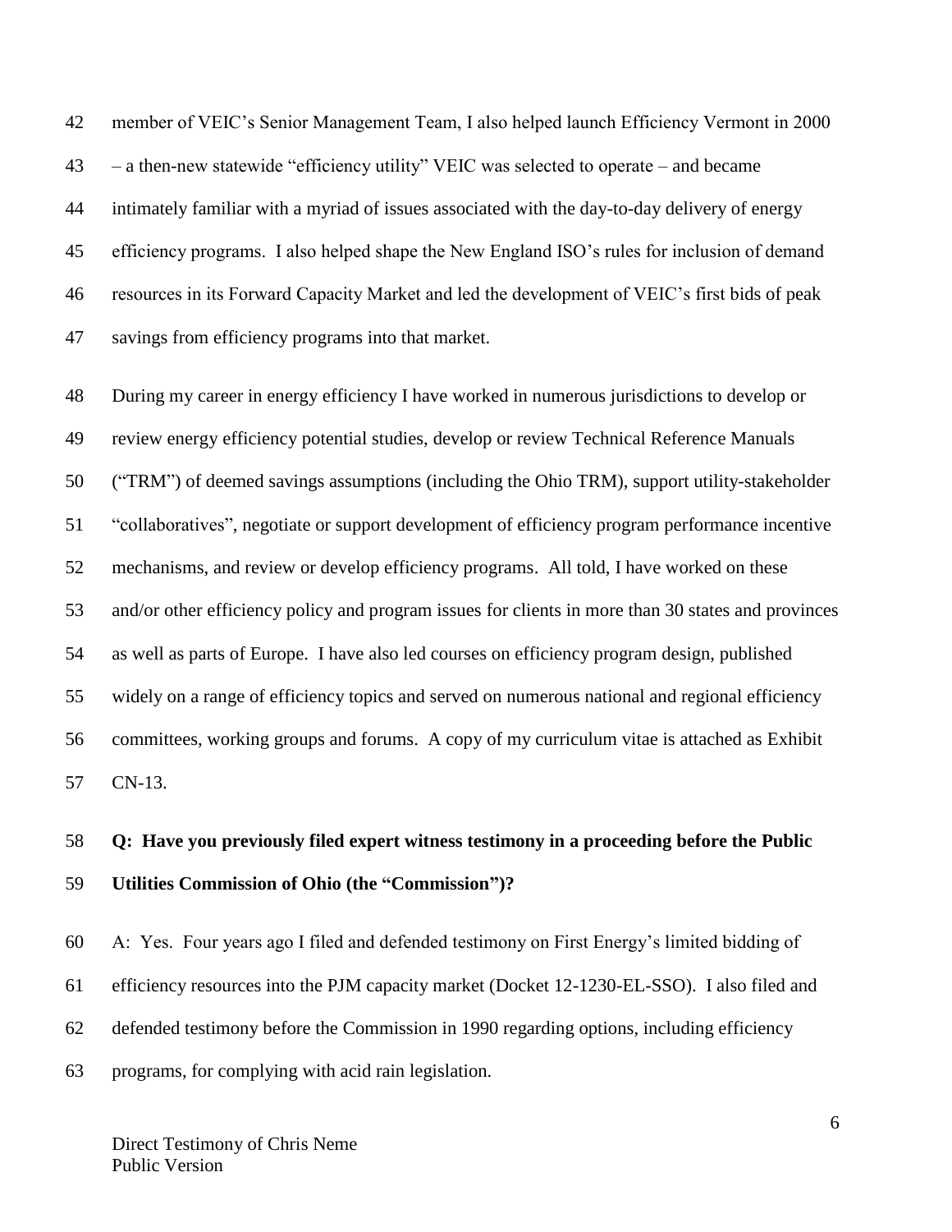member of VEIC's Senior Management Team, I also helped launch Efficiency Vermont in 2000 – a then-new statewide "efficiency utility" VEIC was selected to operate – and became intimately familiar with a myriad of issues associated with the day-to-day delivery of energy efficiency programs. I also helped shape the New England ISO's rules for inclusion of demand resources in its Forward Capacity Market and led the development of VEIC's first bids of peak savings from efficiency programs into that market.

During my career in energy efficiency I have worked in numerous jurisdictions to develop or review energy efficiency potential studies, develop or review Technical Reference Manuals ("TRM") of deemed savings assumptions (including the Ohio TRM), support utility-stakeholder "collaboratives", negotiate or support development of efficiency program performance incentive mechanisms, and review or develop efficiency programs. All told, I have worked on these and/or other efficiency policy and program issues for clients in more than 30 states and provinces as well as parts of Europe. I have also led courses on efficiency program design, published widely on a range of efficiency topics and served on numerous national and regional efficiency committees, working groups and forums. A copy of my curriculum vitae is attached as Exhibit CN-13.

**Q: Have you previously filed expert witness testimony in a proceeding before the Public Utilities Commission of Ohio (the "Commission")?**

A: Yes. Four years ago I filed and defended testimony on First Energy's limited bidding of efficiency resources into the PJM capacity market (Docket 12-1230-EL-SSO). I also filed and defended testimony before the Commission in 1990 regarding options, including efficiency programs, for complying with acid rain legislation.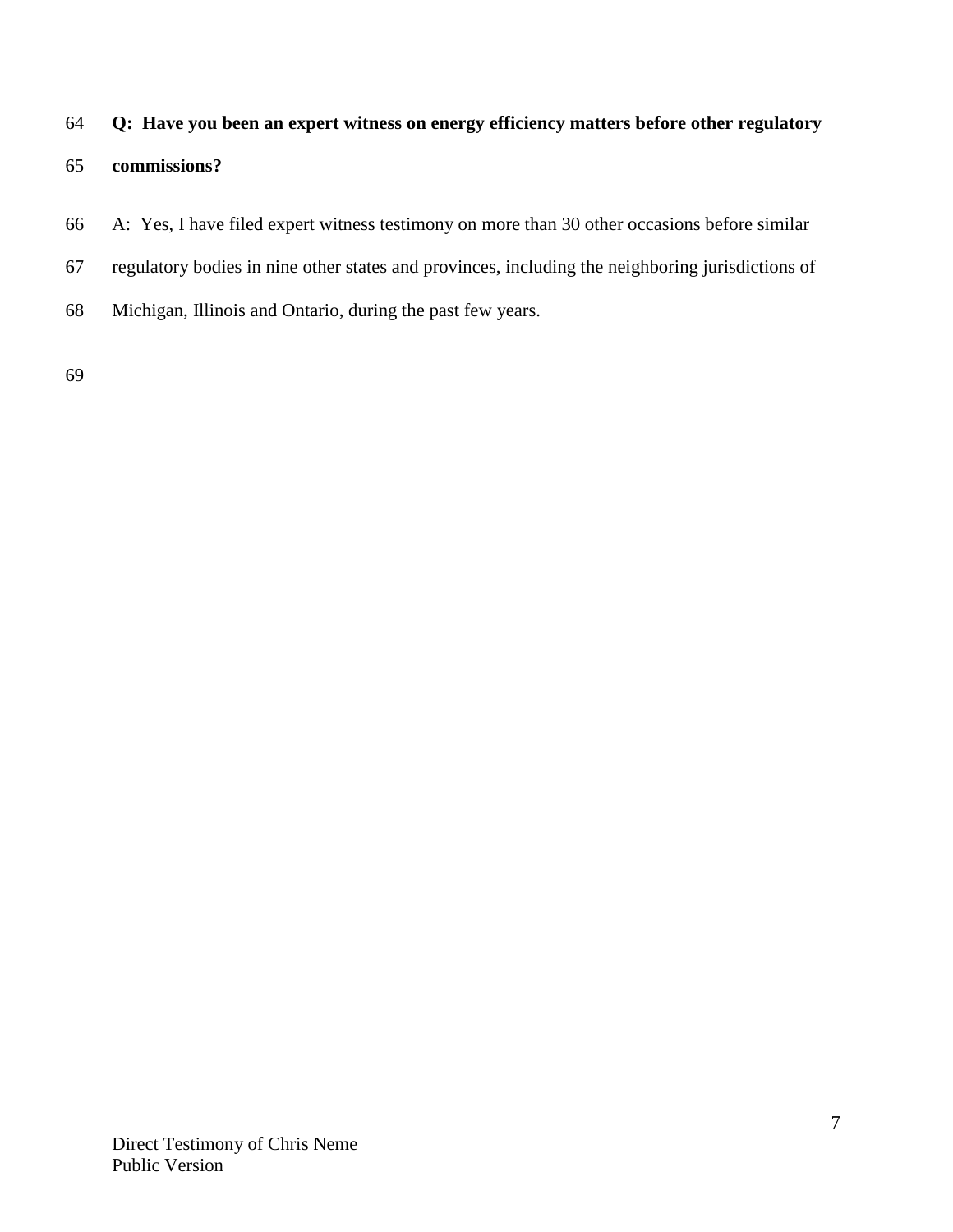**Q: Have you been an expert witness on energy efficiency matters before other regulatory commissions?**

A: Yes, I have filed expert witness testimony on more than 30 other occasions before similar regulatory bodies in nine other states and provinces, including the neighboring jurisdictions of Michigan, Illinois and Ontario, during the past few years.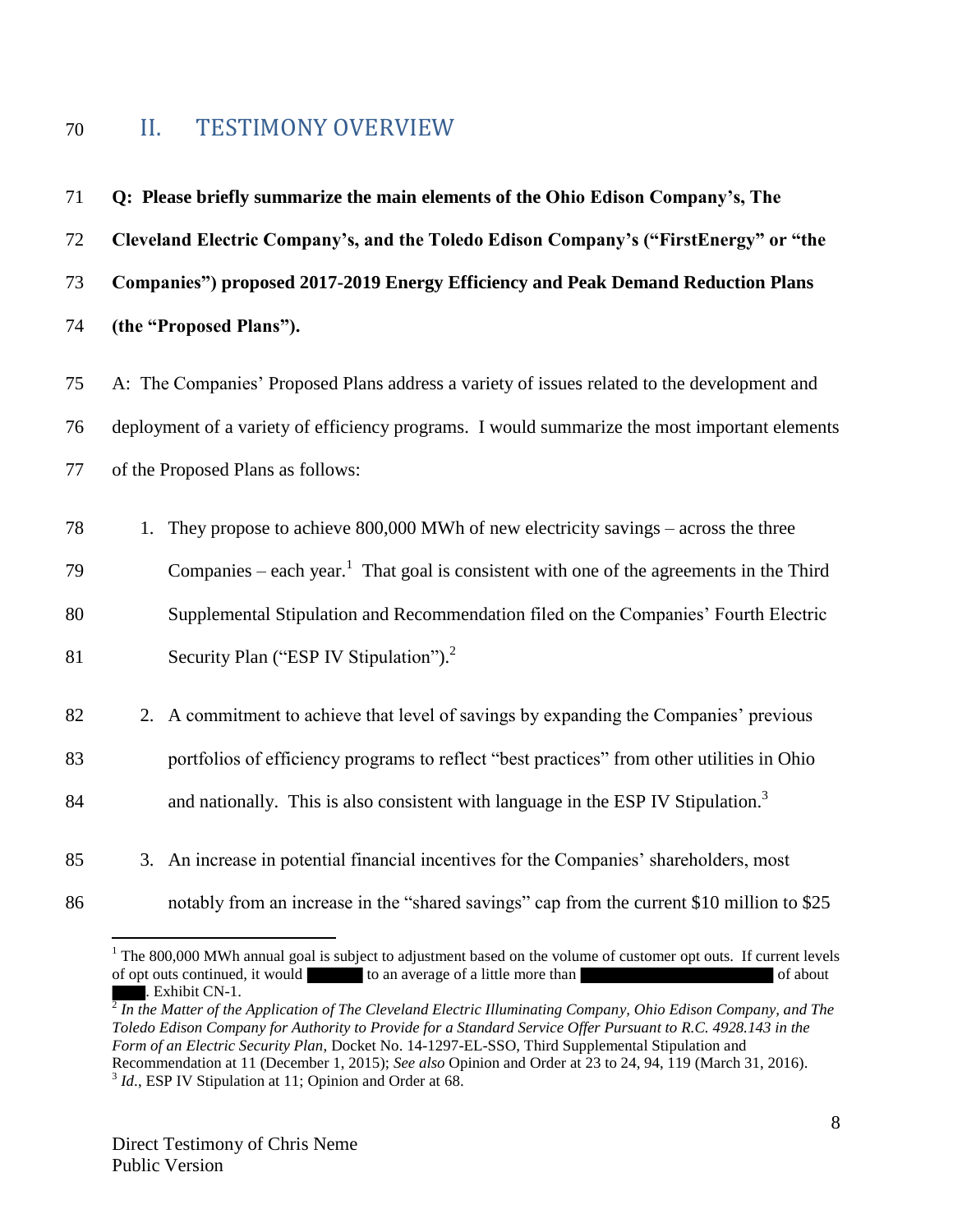## II. TESTIMONY OVERVIEW

**Q: Please briefly summarize the main elements of the Ohio Edison Company's, The Cleveland Electric Company's, and the Toledo Edison Company's ("FirstEnergy" or "the Companies") proposed 2017-2019 Energy Efficiency and Peak Demand Reduction Plans (the "Proposed Plans").**

A: The Companies' Proposed Plans address a variety of issues related to the development and deployment of a variety of efficiency programs. I would summarize the most important elements of the Proposed Plans as follows:

1. They propose to achieve 800,000 MWh of new electricity savings – across the three Companies – each year.[1] That goal is consistent with one of the agreements in the Third Supplemental Stipulation and Recommendation filed on the Companies' Fourth Electric Security Plan ("ESP IV Stipulation").[2]

2. A commitment to achieve that level of savings by expanding the Companies' previous portfolios of efficiency programs to reflect "best practices" from other utilities in Ohio and nationally. This is also consistent with language in the ESP IV Stipulation.[3]

3. An increase in potential financial incentives for the Companies' shareholders, most notably from an increase in the "shared savings" cap from the current $10 million to $25

---

[1] The 800,000 MWh annual goal is subject to adjustment based on the volume of customer opt outs. If current levels of opt outs continued, it would [REDACTED] to an average of a little more than [REDACTED] of about [REDACTED]. Exhibit CN-1.

[2] *In the Matter of the Application of The Cleveland Electric Illuminating Company, Ohio Edison Company, and The Toledo Edison Company for Authority to Provide for a Standard Service Offer Pursuant to R.C. 4928.143 in the Form of an Electric Security Plan*, Docket No. 14-1297-EL-SSO, Third Supplemental Stipulation and Recommendation at 11 (December 1, 2015); *See also* Opinion and Order at 23 to 24, 94, 119 (March 31, 2016).

[3] *Id*., ESP IV Stipulation at 11; Opinion and Order at 68.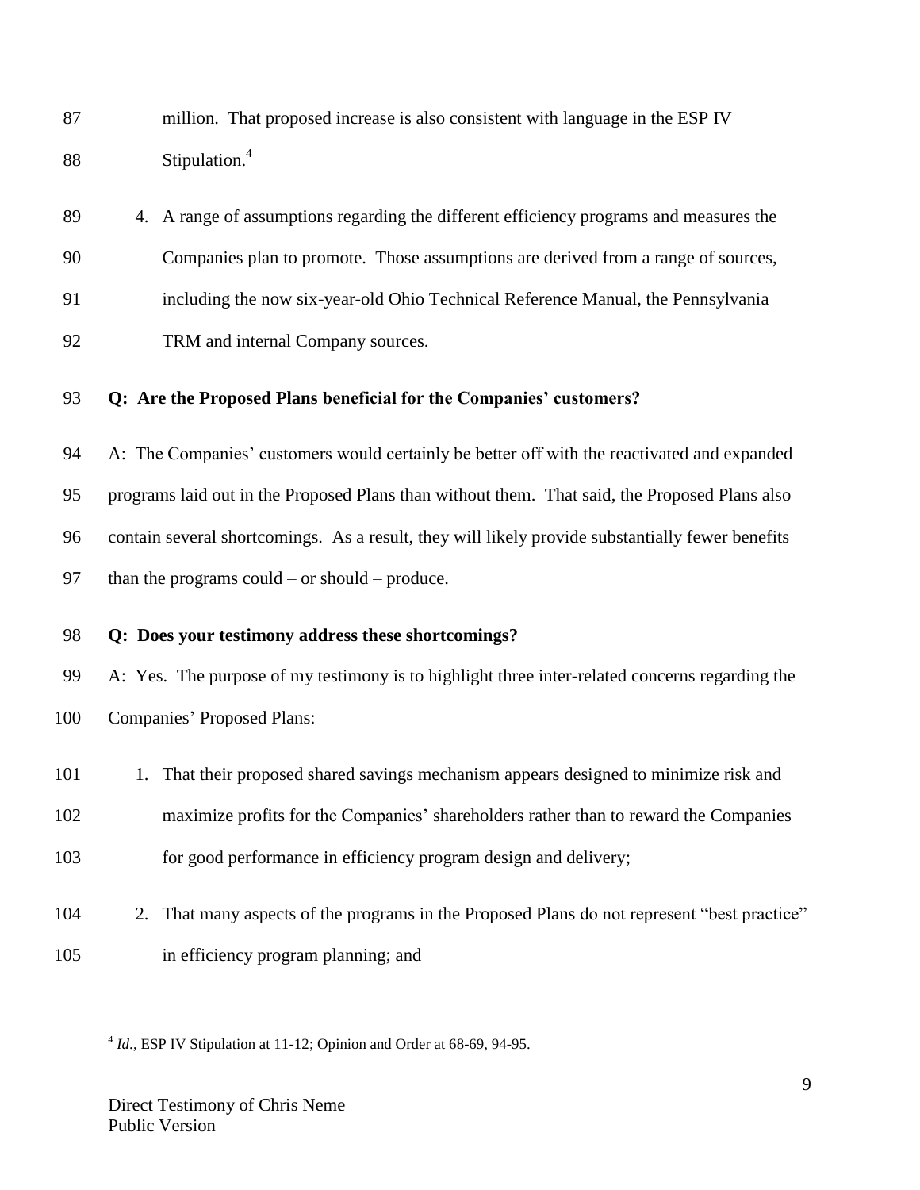million. That proposed increase is also consistent with language in the ESP IV Stipulation.[4]

4. A range of assumptions regarding the different efficiency programs and measures the Companies plan to promote. Those assumptions are derived from a range of sources, including the now six-year-old Ohio Technical Reference Manual, the Pennsylvania TRM and internal Company sources.

**Q: Are the Proposed Plans beneficial for the Companies' customers?**

A: The Companies' customers would certainly be better off with the reactivated and expanded programs laid out in the Proposed Plans than without them. That said, the Proposed Plans also contain several shortcomings. As a result, they will likely provide substantially fewer benefits than the programs could – or should – produce.

**Q: Does your testimony address these shortcomings?**

A: Yes. The purpose of my testimony is to highlight three inter-related concerns regarding the Companies' Proposed Plans:

1. That their proposed shared savings mechanism appears designed to minimize risk and maximize profits for the Companies' shareholders rather than to reward the Companies for good performance in efficiency program design and delivery;
2. That many aspects of the programs in the Proposed Plans do not represent "best practice" in efficiency program planning; and

---

[4] *Id*., ESP IV Stipulation at 11-12; Opinion and Order at 68-69, 94-95.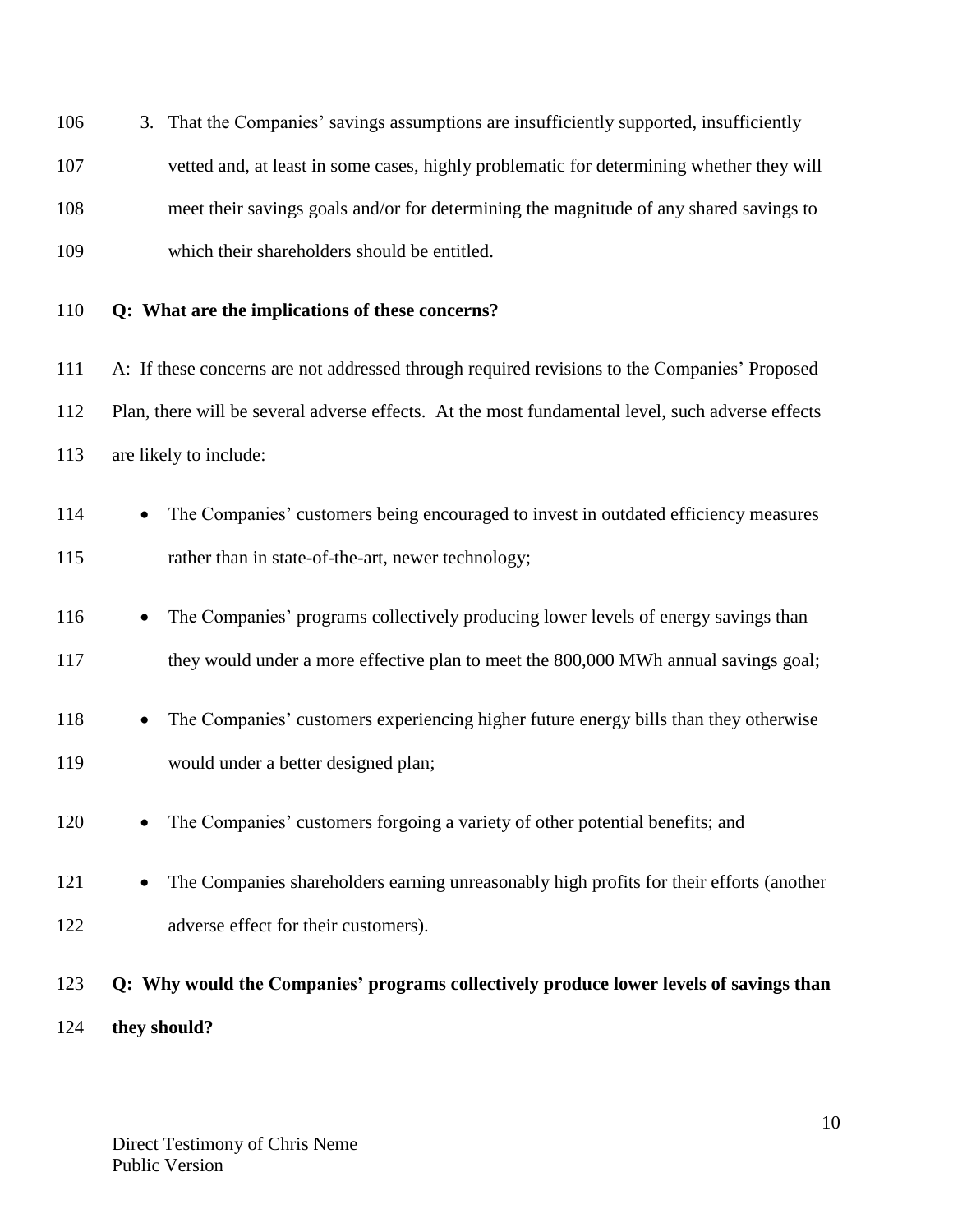3. That the Companies' savings assumptions are insufficiently supported, insufficiently vetted and, at least in some cases, highly problematic for determining whether they will meet their savings goals and/or for determining the magnitude of any shared savings to which their shareholders should be entitled.

**Q: What are the implications of these concerns?**

A: If these concerns are not addressed through required revisions to the Companies' Proposed Plan, there will be several adverse effects. At the most fundamental level, such adverse effects are likely to include:

- The Companies' customers being encouraged to invest in outdated efficiency measures rather than in state-of-the-art, newer technology;
- The Companies' programs collectively producing lower levels of energy savings than they would under a more effective plan to meet the 800,000 MWh annual savings goal;
- The Companies' customers experiencing higher future energy bills than they otherwise would under a better designed plan;
- The Companies' customers forgoing a variety of other potential benefits; and
- The Companies shareholders earning unreasonably high profits for their efforts (another adverse effect for their customers).

**Q: Why would the Companies' programs collectively produce lower levels of savings than they should?**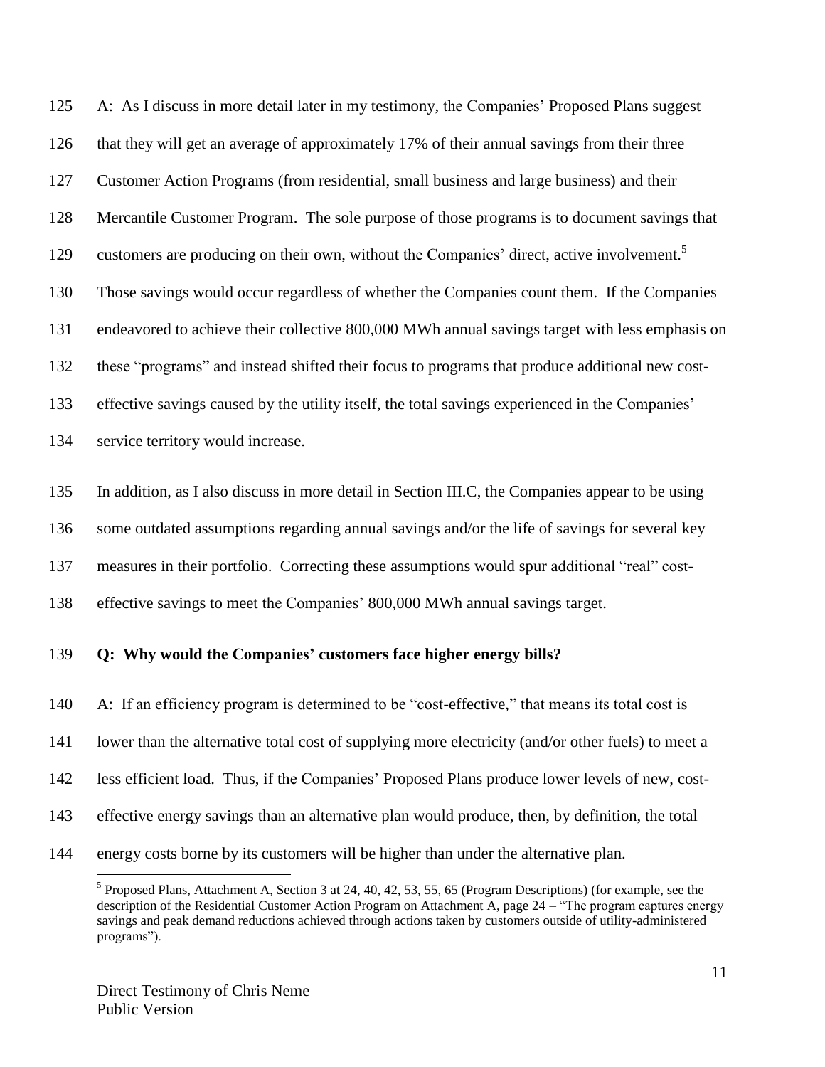A: As I discuss in more detail later in my testimony, the Companies' Proposed Plans suggest that they will get an average of approximately 17% of their annual savings from their three Customer Action Programs (from residential, small business and large business) and their Mercantile Customer Program. The sole purpose of those programs is to document savings that customers are producing on their own, without the Companies' direct, active involvement.[5] Those savings would occur regardless of whether the Companies count them. If the Companies endeavored to achieve their collective 800,000 MWh annual savings target with less emphasis on these "programs" and instead shifted their focus to programs that produce additional new cost-effective savings caused by the utility itself, the total savings experienced in the Companies' service territory would increase.

In addition, as I also discuss in more detail in Section III.C, the Companies appear to be using some outdated assumptions regarding annual savings and/or the life of savings for several key measures in their portfolio. Correcting these assumptions would spur additional "real" cost-effective savings to meet the Companies' 800,000 MWh annual savings target.

**Q: Why would the Companies' customers face higher energy bills?**

A: If an efficiency program is determined to be "cost-effective," that means its total cost is lower than the alternative total cost of supplying more electricity (and/or other fuels) to meet a less efficient load. Thus, if the Companies' Proposed Plans produce lower levels of new, cost-effective energy savings than an alternative plan would produce, then, by definition, the total energy costs borne by its customers will be higher than under the alternative plan.

[5] Proposed Plans, Attachment A, Section 3 at 24, 40, 42, 53, 55, 65 (Program Descriptions) (for example, see the description of the Residential Customer Action Program on Attachment A, page 24 – "The program captures energy savings and peak demand reductions achieved through actions taken by customers outside of utility-administered programs").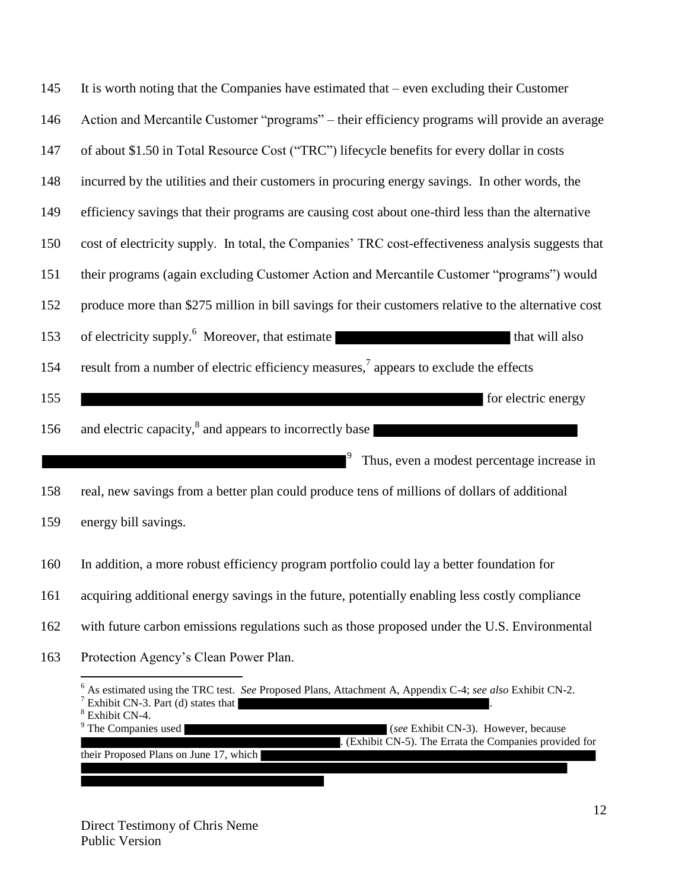145 It is worth noting that the Companies have estimated that – even excluding their Customer

146 Action and Mercantile Customer "programs" – their efficiency programs will provide an average

147 of about $1.50 in Total Resource Cost ("TRC") lifecycle benefits for every dollar in costs

148 incurred by the utilities and their customers in procuring energy savings. In other words, the

149 efficiency savings that their programs are causing cost about one-third less than the alternative

150 cost of electricity supply. In total, the Companies' TRC cost-effectiveness analysis suggests that

151 their programs (again excluding Customer Action and Mercantile Customer "programs") would

152 produce more than $275 million in bill savings for their customers relative to the alternative cost

153 of electricity supply.[6] Moreover, that estimate ████████████████ that will also

154 result from a number of electric efficiency measures,[7] appears to exclude the effects

155 ████████████████████████████████████ for electric energy

156 and electric capacity,[8] and appears to incorrectly base ████████████████

████████████████████████████.[9] Thus, even a modest percentage increase in

158 real, new savings from a better plan could produce tens of millions of dollars of additional

159 energy bill savings.

160 In addition, a more robust efficiency program portfolio could lay a better foundation for

161 acquiring additional energy savings in the future, potentially enabling less costly compliance

162 with future carbon emissions regulations such as those proposed under the U.S. Environmental

163 Protection Agency's Clean Power Plan.

---

[6] As estimated using the TRC test. *See* Proposed Plans, Attachment A, Appendix C-4; *see also* Exhibit CN-2.

[7] Exhibit CN-3. Part (d) states that ████████████████████████.

[8] Exhibit CN-4.

[9] The Companies used ████████████████████ (*see* Exhibit CN-3). However, because ████████████████████████. (Exhibit CN-5). The Errata the Companies provided for their Proposed Plans on June 17, which ████████████████████████████████████████████████████████████████████████

Direct Testimony of Chris Neme
Public Version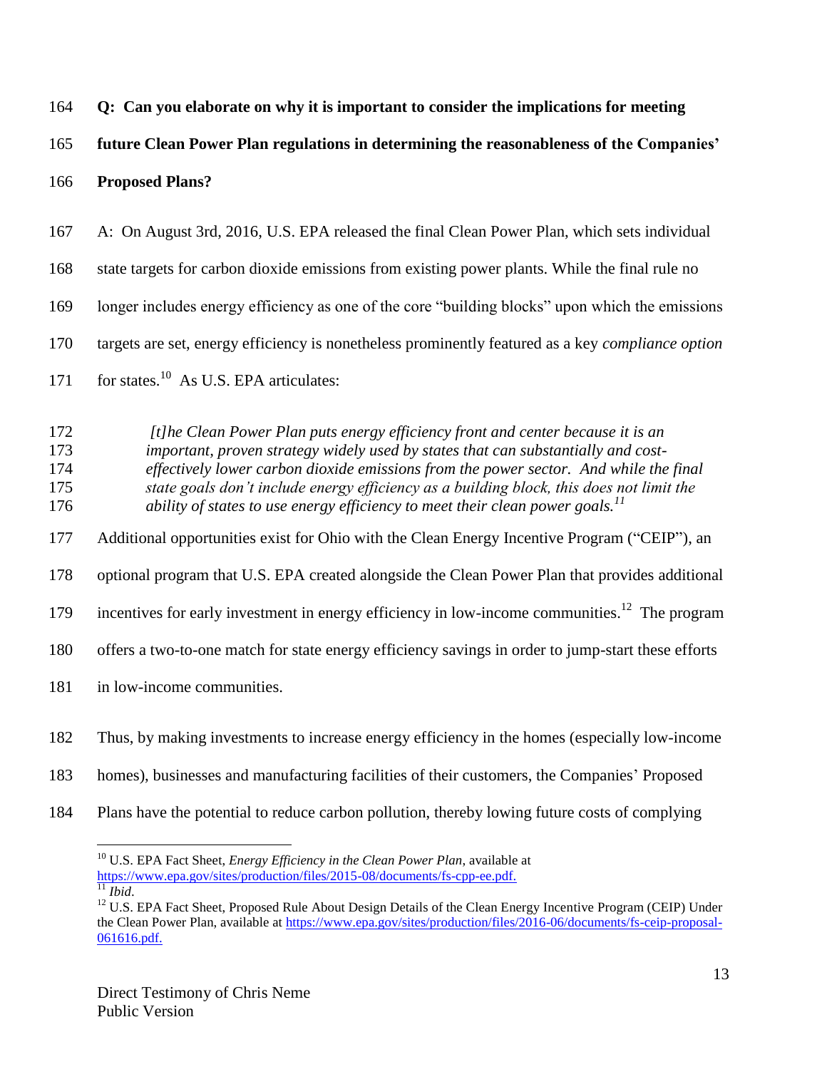**Q: Can you elaborate on why it is important to consider the implications for meeting future Clean Power Plan regulations in determining the reasonableness of the Companies' Proposed Plans?**

A: On August 3rd, 2016, U.S. EPA released the final Clean Power Plan, which sets individual state targets for carbon dioxide emissions from existing power plants. While the final rule no longer includes energy efficiency as one of the core "building blocks" upon which the emissions targets are set, energy efficiency is nonetheless prominently featured as a key *compliance option* for states.[10] As U.S. EPA articulates:

> *[t]he Clean Power Plan puts energy efficiency front and center because it is an important, proven strategy widely used by states that can substantially and cost-effectively lower carbon dioxide emissions from the power sector. And while the final state goals don't include energy efficiency as a building block, this does not limit the ability of states to use energy efficiency to meet their clean power goals.*[11]

Additional opportunities exist for Ohio with the Clean Energy Incentive Program ("CEIP"), an optional program that U.S. EPA created alongside the Clean Power Plan that provides additional incentives for early investment in energy efficiency in low-income communities.[12] The program offers a two-to-one match for state energy efficiency savings in order to jump-start these efforts in low-income communities.

Thus, by making investments to increase energy efficiency in the homes (especially low-income homes), businesses and manufacturing facilities of their customers, the Companies' Proposed Plans have the potential to reduce carbon pollution, thereby lowing future costs of complying

---

[10] U.S. EPA Fact Sheet, *Energy Efficiency in the Clean Power Plan*, available at https://www.epa.gov/sites/production/files/2015-08/documents/fs-cpp-ee.pdf.

[11] *Ibid*.

[12] U.S. EPA Fact Sheet, Proposed Rule About Design Details of the Clean Energy Incentive Program (CEIP) Under the Clean Power Plan, available at https://www.epa.gov/sites/production/files/2016-06/documents/fs-ceip-proposal-061616.pdf.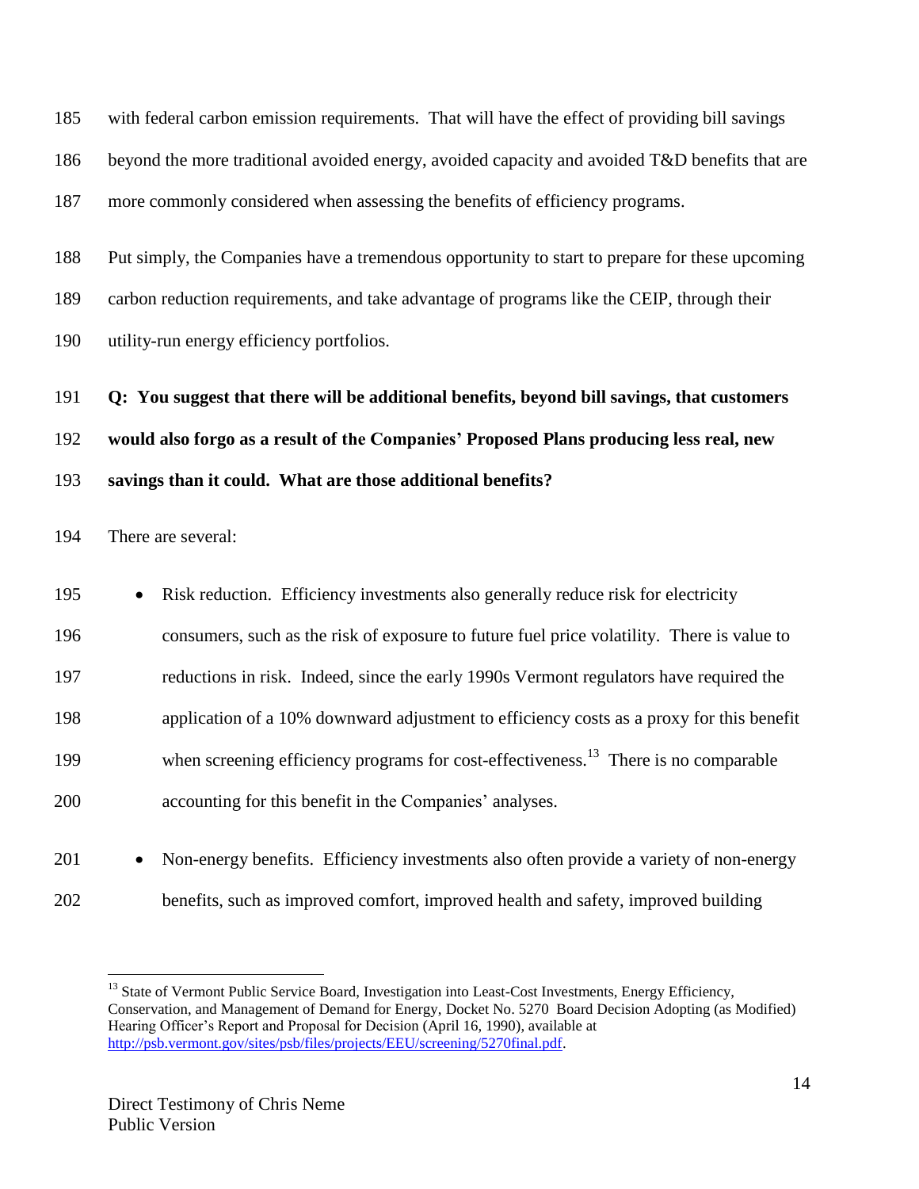with federal carbon emission requirements. That will have the effect of providing bill savings beyond the more traditional avoided energy, avoided capacity and avoided T&D benefits that are more commonly considered when assessing the benefits of efficiency programs.

Put simply, the Companies have a tremendous opportunity to start to prepare for these upcoming carbon reduction requirements, and take advantage of programs like the CEIP, through their utility-run energy efficiency portfolios.

**Q: You suggest that there will be additional benefits, beyond bill savings, that customers would also forgo as a result of the Companies' Proposed Plans producing less real, new savings than it could. What are those additional benefits?**

There are several:

- Risk reduction. Efficiency investments also generally reduce risk for electricity consumers, such as the risk of exposure to future fuel price volatility. There is value to reductions in risk. Indeed, since the early 1990s Vermont regulators have required the application of a 10% downward adjustment to efficiency costs as a proxy for this benefit when screening efficiency programs for cost-effectiveness.[13] There is no comparable accounting for this benefit in the Companies' analyses.
- Non-energy benefits. Efficiency investments also often provide a variety of non-energy benefits, such as improved comfort, improved health and safety, improved building

[13] State of Vermont Public Service Board, Investigation into Least-Cost Investments, Energy Efficiency, Conservation, and Management of Demand for Energy, Docket No. 5270 Board Decision Adopting (as Modified) Hearing Officer's Report and Proposal for Decision (April 16, 1990), available at http://psb.vermont.gov/sites/psb/files/projects/EEU/screening/5270final.pdf.

Direct Testimony of Chris Neme
Public Version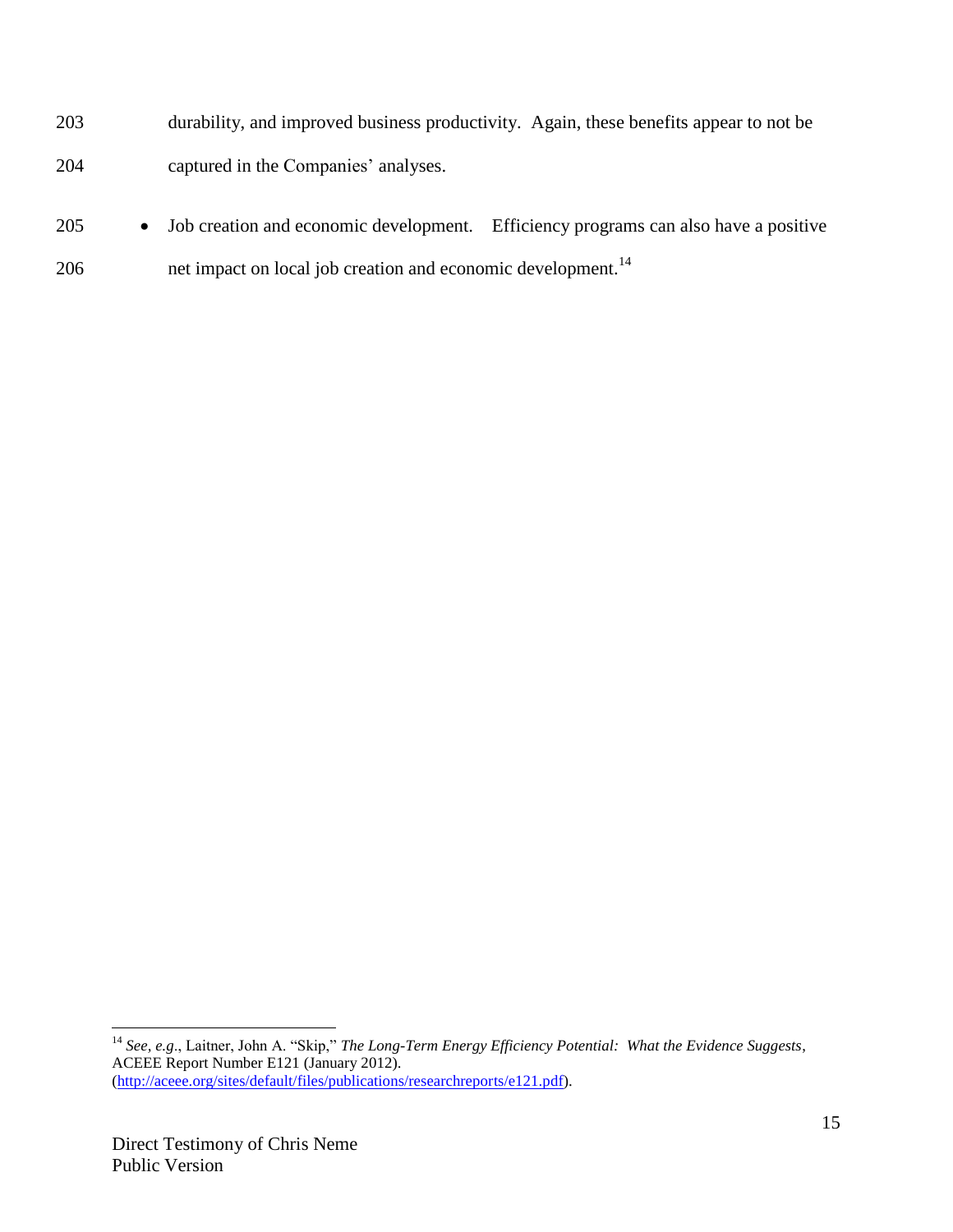durability, and improved business productivity. Again, these benefits appear to not be captured in the Companies' analyses.

- Job creation and economic development. Efficiency programs can also have a positive net impact on local job creation and economic development.[14]

---

[14] *See, e.g.*, Laitner, John A. "Skip," *The Long-Term Energy Efficiency Potential: What the Evidence Suggests*, ACEEE Report Number E121 (January 2012). (http://aceee.org/sites/default/files/publications/researchreports/e121.pdf).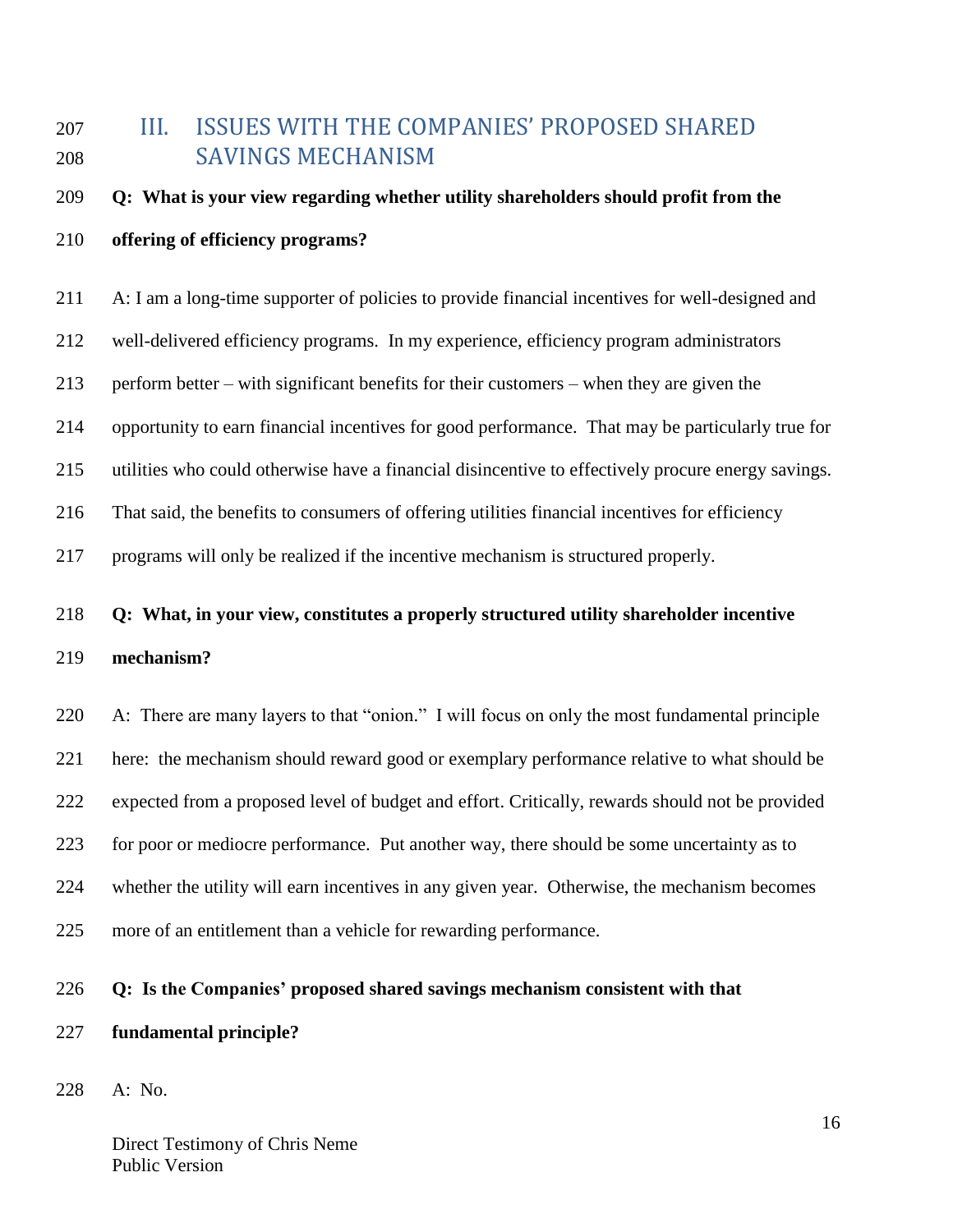## III. ISSUES WITH THE COMPANIES' PROPOSED SHARED SAVINGS MECHANISM

**Q: What is your view regarding whether utility shareholders should profit from the offering of efficiency programs?**

A: I am a long-time supporter of policies to provide financial incentives for well-designed and well-delivered efficiency programs. In my experience, efficiency program administrators perform better – with significant benefits for their customers – when they are given the opportunity to earn financial incentives for good performance. That may be particularly true for utilities who could otherwise have a financial disincentive to effectively procure energy savings. That said, the benefits to consumers of offering utilities financial incentives for efficiency programs will only be realized if the incentive mechanism is structured properly.

**Q: What, in your view, constitutes a properly structured utility shareholder incentive mechanism?**

A: There are many layers to that "onion." I will focus on only the most fundamental principle here: the mechanism should reward good or exemplary performance relative to what should be expected from a proposed level of budget and effort. Critically, rewards should not be provided for poor or mediocre performance. Put another way, there should be some uncertainty as to whether the utility will earn incentives in any given year. Otherwise, the mechanism becomes more of an entitlement than a vehicle for rewarding performance.

**Q: Is the Companies' proposed shared savings mechanism consistent with that fundamental principle?**

A: No.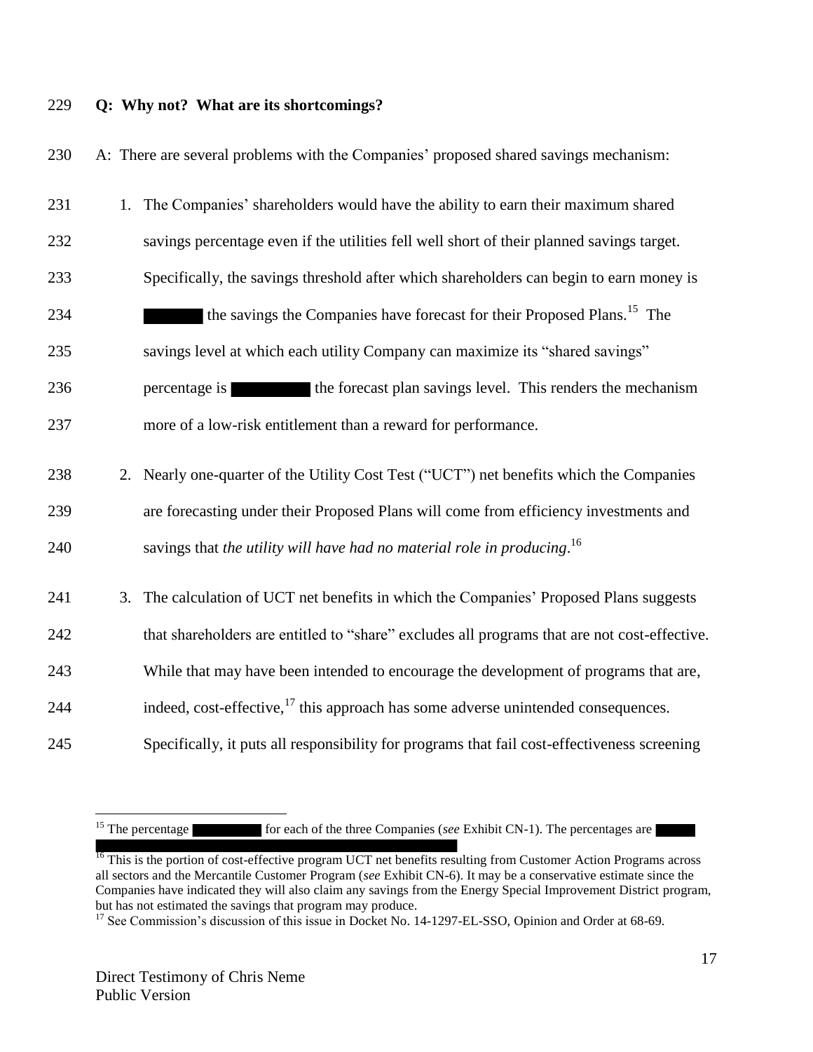229 **Q: Why not? What are its shortcomings?**

230 A: There are several problems with the Companies' proposed shared savings mechanism:

231 1. The Companies' shareholders would have the ability to earn their maximum shared
232 savings percentage even if the utilities fell well short of their planned savings target.
233 Specifically, the savings threshold after which shareholders can begin to earn money is
234 ██████ the savings the Companies have forecast for their Proposed Plans.[15] The
235 savings level at which each utility Company can maximize its "shared savings"
236 percentage is ████████ the forecast plan savings level. This renders the mechanism
237 more of a low-risk entitlement than a reward for performance.

238 2. Nearly one-quarter of the Utility Cost Test ("UCT") net benefits which the Companies
239 are forecasting under their Proposed Plans will come from efficiency investments and
240 savings that *the utility will have had no material role in producing*.[16]

241 3. The calculation of UCT net benefits in which the Companies' Proposed Plans suggests
242 that shareholders are entitled to "share" excludes all programs that are not cost-effective.
243 While that may have been intended to encourage the development of programs that are,
244 indeed, cost-effective,[17] this approach has some adverse unintended consequences.
245 Specifically, it puts all responsibility for programs that fail cost-effectiveness screening

---

[15] The percentage ████████ for each of the three Companies (*see* Exhibit CN-1). The percentages are █████ ████████████████████████████████████████

[16] This is the portion of cost-effective program UCT net benefits resulting from Customer Action Programs across all sectors and the Mercantile Customer Program (*see* Exhibit CN-6). It may be a conservative estimate since the Companies have indicated they will also claim any savings from the Energy Special Improvement District program, but has not estimated the savings that program may produce.

[17] See Commission's discussion of this issue in Docket No. 14-1297-EL-SSO, Opinion and Order at 68-69.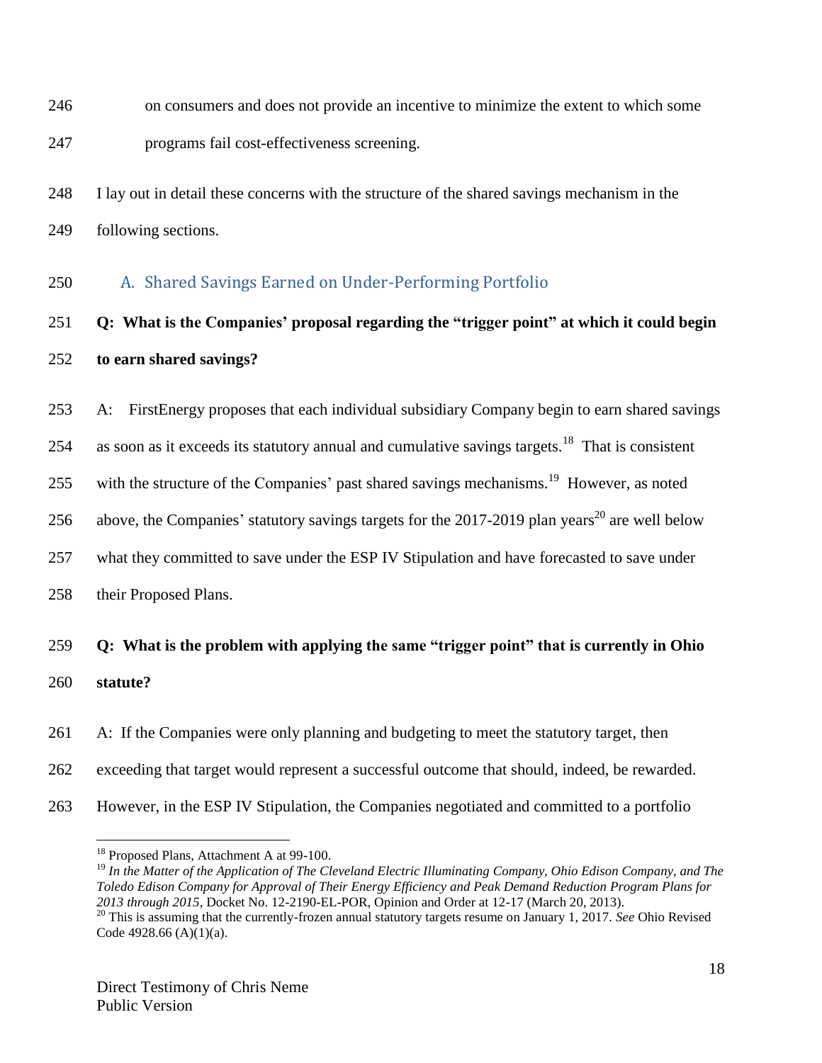on consumers and does not provide an incentive to minimize the extent to which some programs fail cost-effectiveness screening.

I lay out in detail these concerns with the structure of the shared savings mechanism in the following sections.

### A. Shared Savings Earned on Under-Performing Portfolio

**Q: What is the Companies' proposal regarding the "trigger point" at which it could begin to earn shared savings?**

A: FirstEnergy proposes that each individual subsidiary Company begin to earn shared savings as soon as it exceeds its statutory annual and cumulative savings targets.[18] That is consistent with the structure of the Companies' past shared savings mechanisms.[19] However, as noted above, the Companies' statutory savings targets for the 2017-2019 plan years[20] are well below what they committed to save under the ESP IV Stipulation and have forecasted to save under their Proposed Plans.

**Q: What is the problem with applying the same "trigger point" that is currently in Ohio statute?**

A: If the Companies were only planning and budgeting to meet the statutory target, then exceeding that target would represent a successful outcome that should, indeed, be rewarded. However, in the ESP IV Stipulation, the Companies negotiated and committed to a portfolio

---

[18] Proposed Plans, Attachment A at 99-100.

[19] *In the Matter of the Application of The Cleveland Electric Illuminating Company, Ohio Edison Company, and The Toledo Edison Company for Approval of Their Energy Efficiency and Peak Demand Reduction Program Plans for 2013 through 2015*, Docket No. 12-2190-EL-POR, Opinion and Order at 12-17 (March 20, 2013).

[20] This is assuming that the currently-frozen annual statutory targets resume on January 1, 2017. *See* Ohio Revised Code 4928.66 (A)(1)(a).

Direct Testimony of Chris Neme
Public Version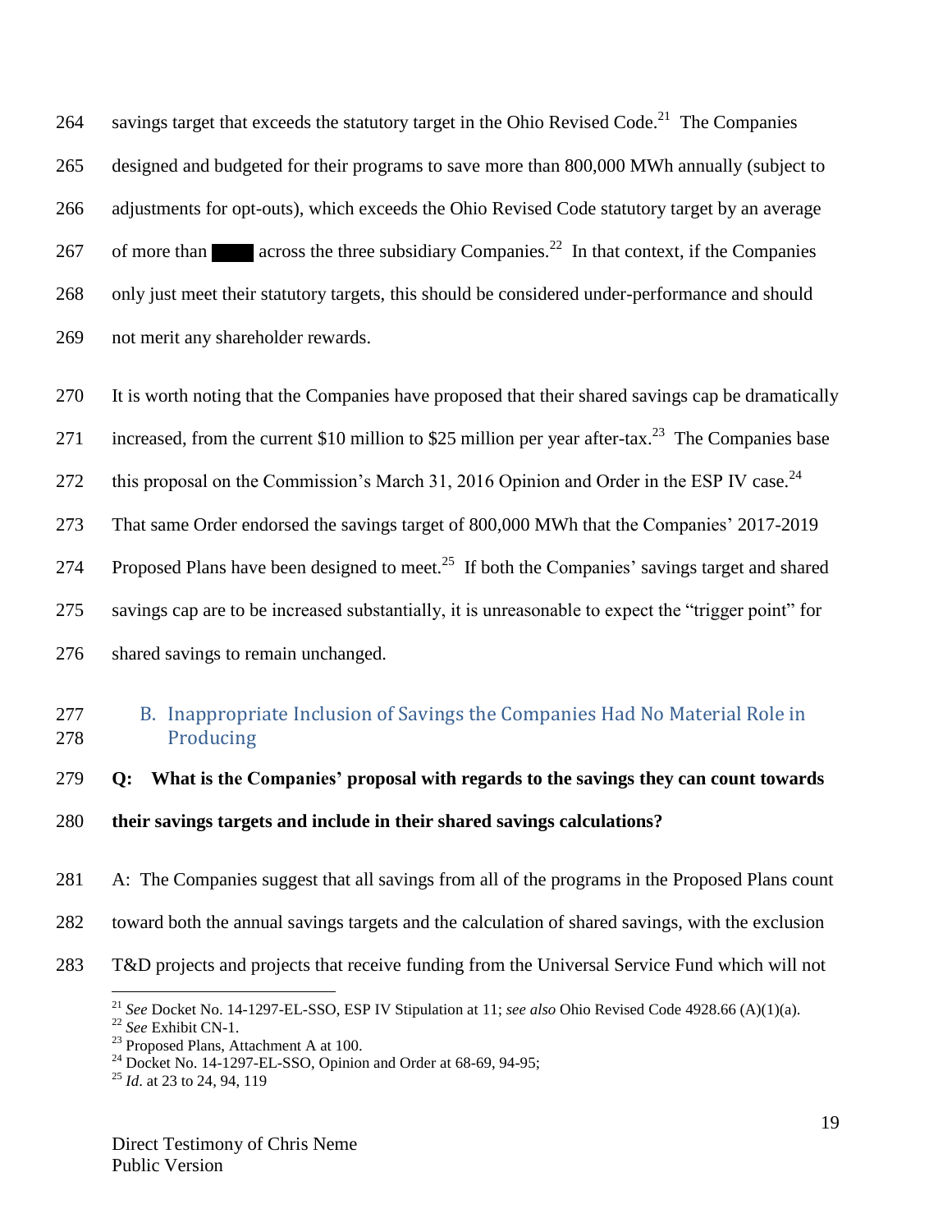264 savings target that exceeds the statutory target in the Ohio Revised Code.[21] The Companies

265 designed and budgeted for their programs to save more than 800,000 MWh annually (subject to

266 adjustments for opt-outs), which exceeds the Ohio Revised Code statutory target by an average

267 of more than ████ across the three subsidiary Companies.[22] In that context, if the Companies

268 only just meet their statutory targets, this should be considered under-performance and should

269 not merit any shareholder rewards.

270 It is worth noting that the Companies have proposed that their shared savings cap be dramatically

271 increased, from the current \$10 million to \$25 million per year after-tax.[23] The Companies base

272 this proposal on the Commission's March 31, 2016 Opinion and Order in the ESP IV case.[24]

273 That same Order endorsed the savings target of 800,000 MWh that the Companies' 2017-2019

274 Proposed Plans have been designed to meet.[25] If both the Companies' savings target and shared

275 savings cap are to be increased substantially, it is unreasonable to expect the "trigger point" for

276 shared savings to remain unchanged.

### 277 B. Inappropriate Inclusion of Savings the Companies Had No Material Role in 278 Producing

279 **Q: What is the Companies' proposal with regards to the savings they can count towards**

280 **their savings targets and include in their shared savings calculations?**

281 A: The Companies suggest that all savings from all of the programs in the Proposed Plans count

282 toward both the annual savings targets and the calculation of shared savings, with the exclusion

283 T&D projects and projects that receive funding from the Universal Service Fund which will not

---

[21] *See* Docket No. 14-1297-EL-SSO, ESP IV Stipulation at 11; *see also* Ohio Revised Code 4928.66 (A)(1)(a).

[22] *See* Exhibit CN-1.

[23] Proposed Plans, Attachment A at 100.

[24] Docket No. 14-1297-EL-SSO, Opinion and Order at 68-69, 94-95;

[25] *Id*. at 23 to 24, 94, 119

Direct Testimony of Chris Neme
Public Version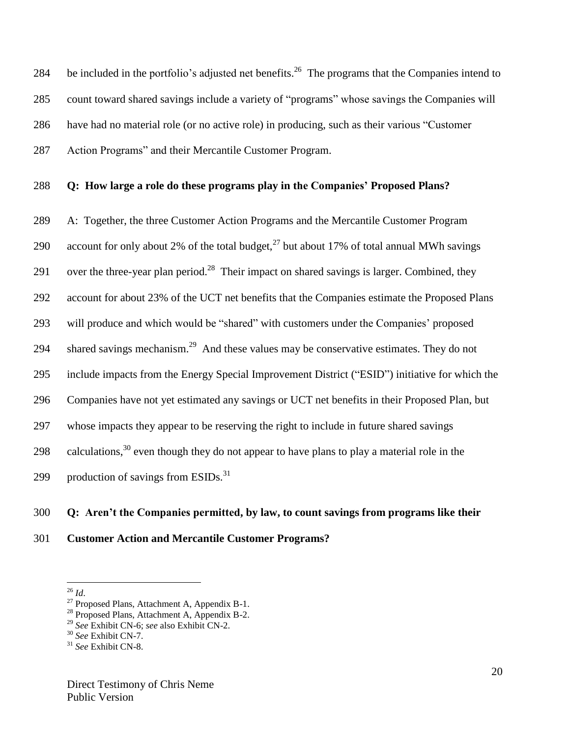be included in the portfolio's adjusted net benefits.[26] The programs that the Companies intend to count toward shared savings include a variety of "programs" whose savings the Companies will have had no material role (or no active role) in producing, such as their various "Customer Action Programs" and their Mercantile Customer Program.

**Q: How large a role do these programs play in the Companies' Proposed Plans?**

A: Together, the three Customer Action Programs and the Mercantile Customer Program account for only about 2% of the total budget,[27] but about 17% of total annual MWh savings over the three-year plan period.[28] Their impact on shared savings is larger. Combined, they account for about 23% of the UCT net benefits that the Companies estimate the Proposed Plans will produce and which would be "shared" with customers under the Companies' proposed shared savings mechanism.[29] And these values may be conservative estimates. They do not include impacts from the Energy Special Improvement District ("ESID") initiative for which the Companies have not yet estimated any savings or UCT net benefits in their Proposed Plan, but whose impacts they appear to be reserving the right to include in future shared savings calculations,[30] even though they do not appear to have plans to play a material role in the production of savings from ESIDs.[31]

**Q: Aren't the Companies permitted, by law, to count savings from programs like their Customer Action and Mercantile Customer Programs?**

---

[26] *Id*.

[27] Proposed Plans, Attachment A, Appendix B-1.

[28] Proposed Plans, Attachment A, Appendix B-2.

[29] *See* Exhibit CN-6; *see* also Exhibit CN-2.

[30] *See* Exhibit CN-7.

[31] *See* Exhibit CN-8.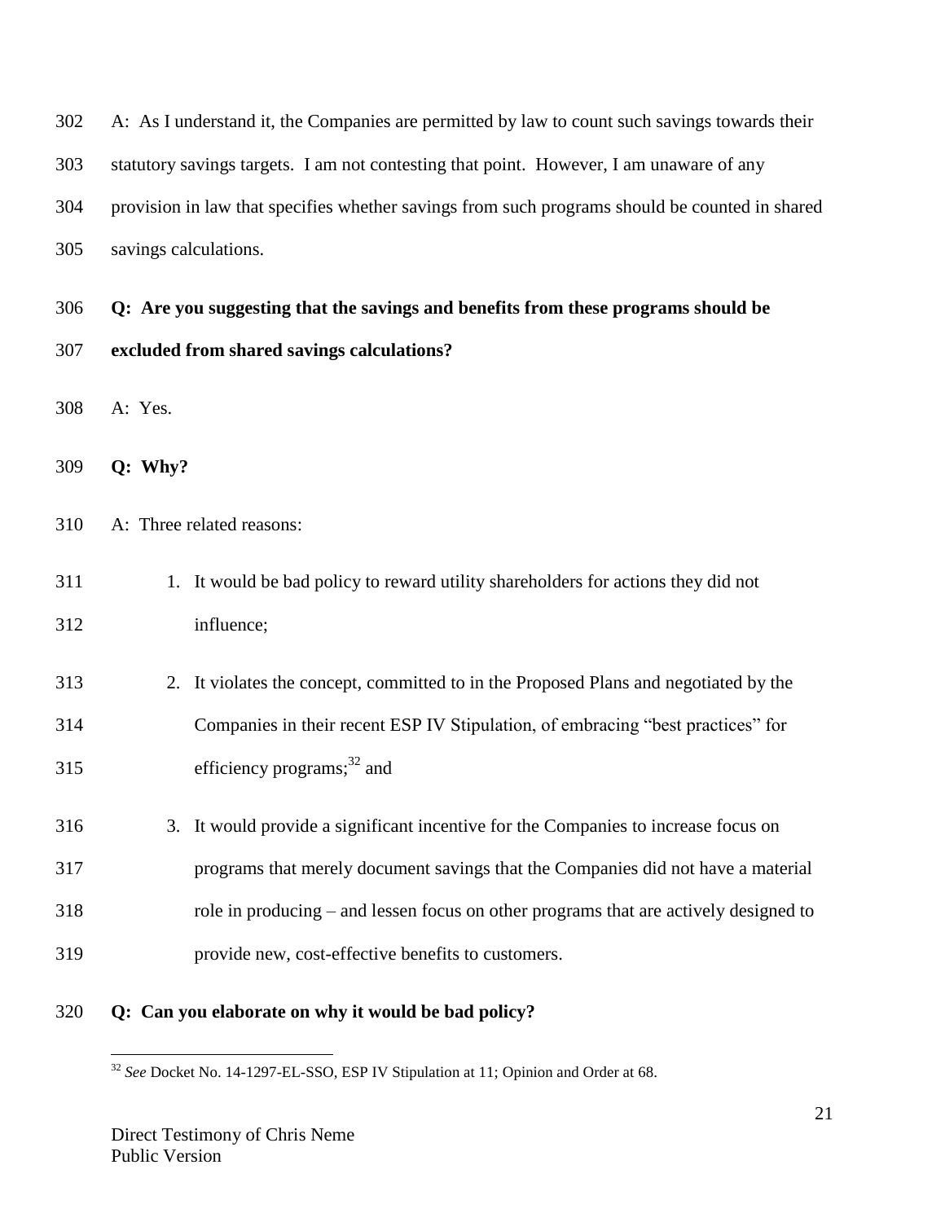A: As I understand it, the Companies are permitted by law to count such savings towards their statutory savings targets. I am not contesting that point. However, I am unaware of any provision in law that specifies whether savings from such programs should be counted in shared savings calculations.

**Q: Are you suggesting that the savings and benefits from these programs should be excluded from shared savings calculations?**

A: Yes.

**Q: Why?**

A: Three related reasons:

1. It would be bad policy to reward utility shareholders for actions they did not influence;
2. It violates the concept, committed to in the Proposed Plans and negotiated by the Companies in their recent ESP IV Stipulation, of embracing "best practices" for efficiency programs;[32] and
3. It would provide a significant incentive for the Companies to increase focus on programs that merely document savings that the Companies did not have a material role in producing – and lessen focus on other programs that are actively designed to provide new, cost-effective benefits to customers.

**Q: Can you elaborate on why it would be bad policy?**

[32] *See* Docket No. 14-1297-EL-SSO, ESP IV Stipulation at 11; Opinion and Order at 68.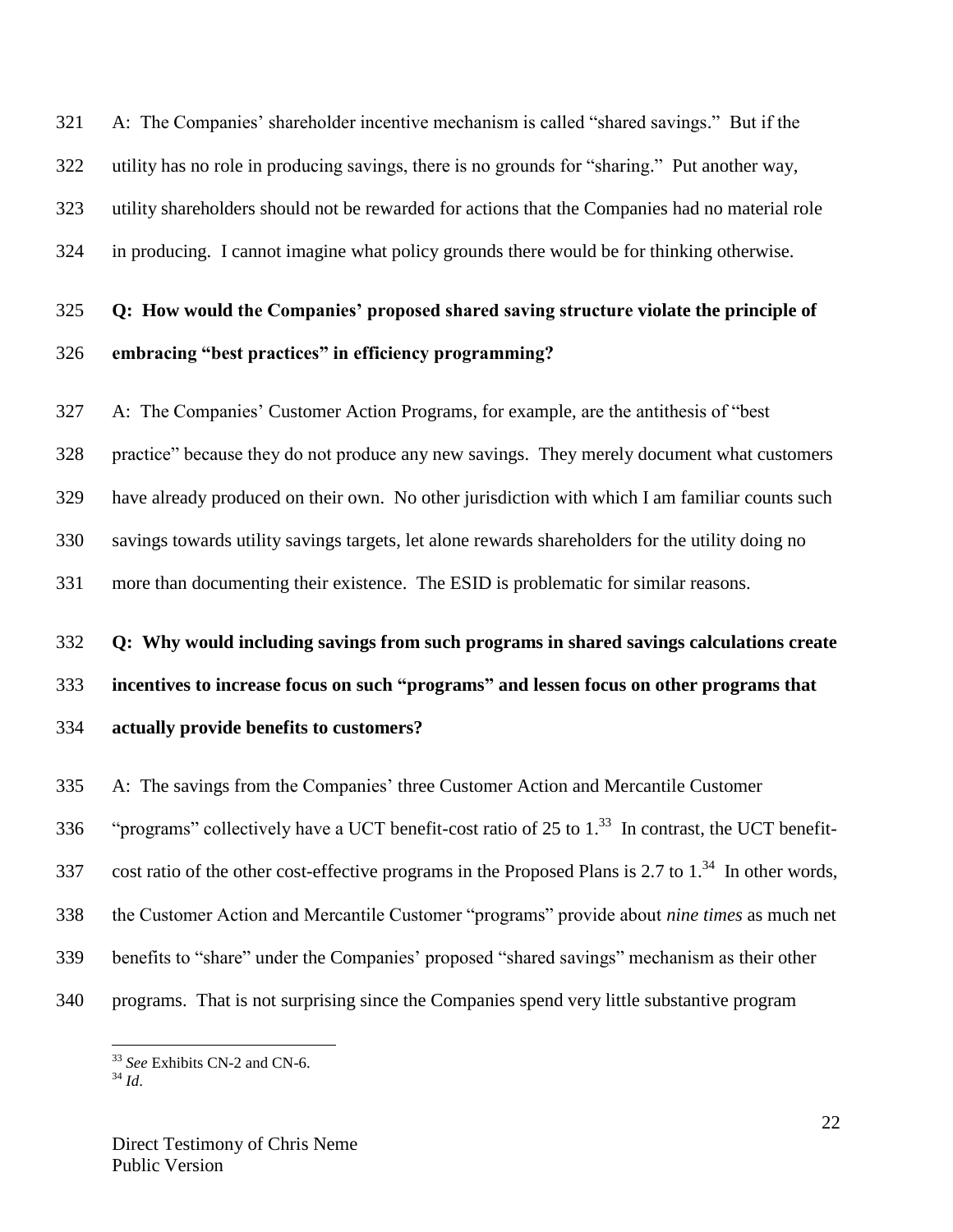A: The Companies' shareholder incentive mechanism is called "shared savings." But if the utility has no role in producing savings, there is no grounds for "sharing." Put another way, utility shareholders should not be rewarded for actions that the Companies had no material role in producing. I cannot imagine what policy grounds there would be for thinking otherwise.

**Q: How would the Companies' proposed shared saving structure violate the principle of embracing "best practices" in efficiency programming?**

A: The Companies' Customer Action Programs, for example, are the antithesis of "best practice" because they do not produce any new savings. They merely document what customers have already produced on their own. No other jurisdiction with which I am familiar counts such savings towards utility savings targets, let alone rewards shareholders for the utility doing no more than documenting their existence. The ESID is problematic for similar reasons.

**Q: Why would including savings from such programs in shared savings calculations create incentives to increase focus on such "programs" and lessen focus on other programs that actually provide benefits to customers?**

A: The savings from the Companies' three Customer Action and Mercantile Customer "programs" collectively have a UCT benefit-cost ratio of 25 to 1.[33] In contrast, the UCT benefit-cost ratio of the other cost-effective programs in the Proposed Plans is 2.7 to 1.[34] In other words, the Customer Action and Mercantile Customer "programs" provide about *nine times* as much net benefits to "share" under the Companies' proposed "shared savings" mechanism as their other programs. That is not surprising since the Companies spend very little substantive program

---

[33] *See* Exhibits CN-2 and CN-6.

[34] *Id*.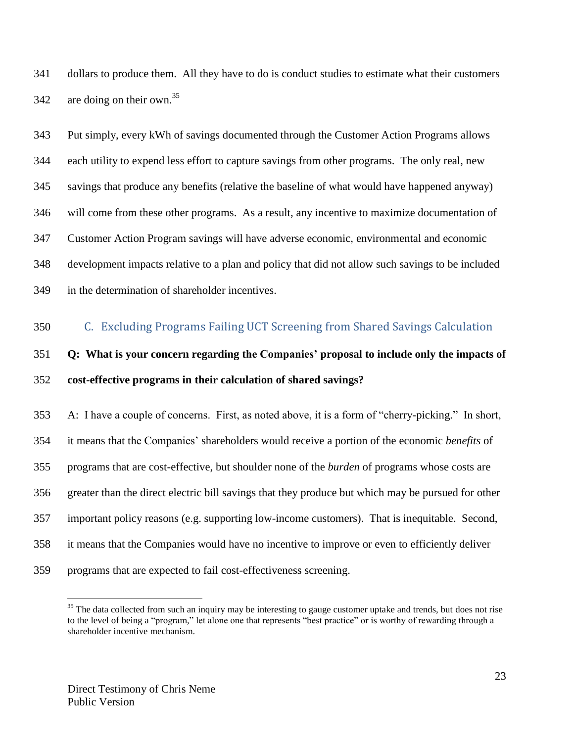dollars to produce them. All they have to do is conduct studies to estimate what their customers are doing on their own.[35]

Put simply, every kWh of savings documented through the Customer Action Programs allows each utility to expend less effort to capture savings from other programs. The only real, new savings that produce any benefits (relative the baseline of what would have happened anyway) will come from these other programs. As a result, any incentive to maximize documentation of Customer Action Program savings will have adverse economic, environmental and economic development impacts relative to a plan and policy that did not allow such savings to be included in the determination of shareholder incentives.

### C. Excluding Programs Failing UCT Screening from Shared Savings Calculation

**Q: What is your concern regarding the Companies' proposal to include only the impacts of cost-effective programs in their calculation of shared savings?**

A: I have a couple of concerns. First, as noted above, it is a form of "cherry-picking." In short, it means that the Companies' shareholders would receive a portion of the economic *benefits* of programs that are cost-effective, but shoulder none of the *burden* of programs whose costs are greater than the direct electric bill savings that they produce but which may be pursued for other important policy reasons (e.g. supporting low-income customers). That is inequitable. Second, it means that the Companies would have no incentive to improve or even to efficiently deliver programs that are expected to fail cost-effectiveness screening.

[35] The data collected from such an inquiry may be interesting to gauge customer uptake and trends, but does not rise to the level of being a "program," let alone one that represents "best practice" or is worthy of rewarding through a shareholder incentive mechanism.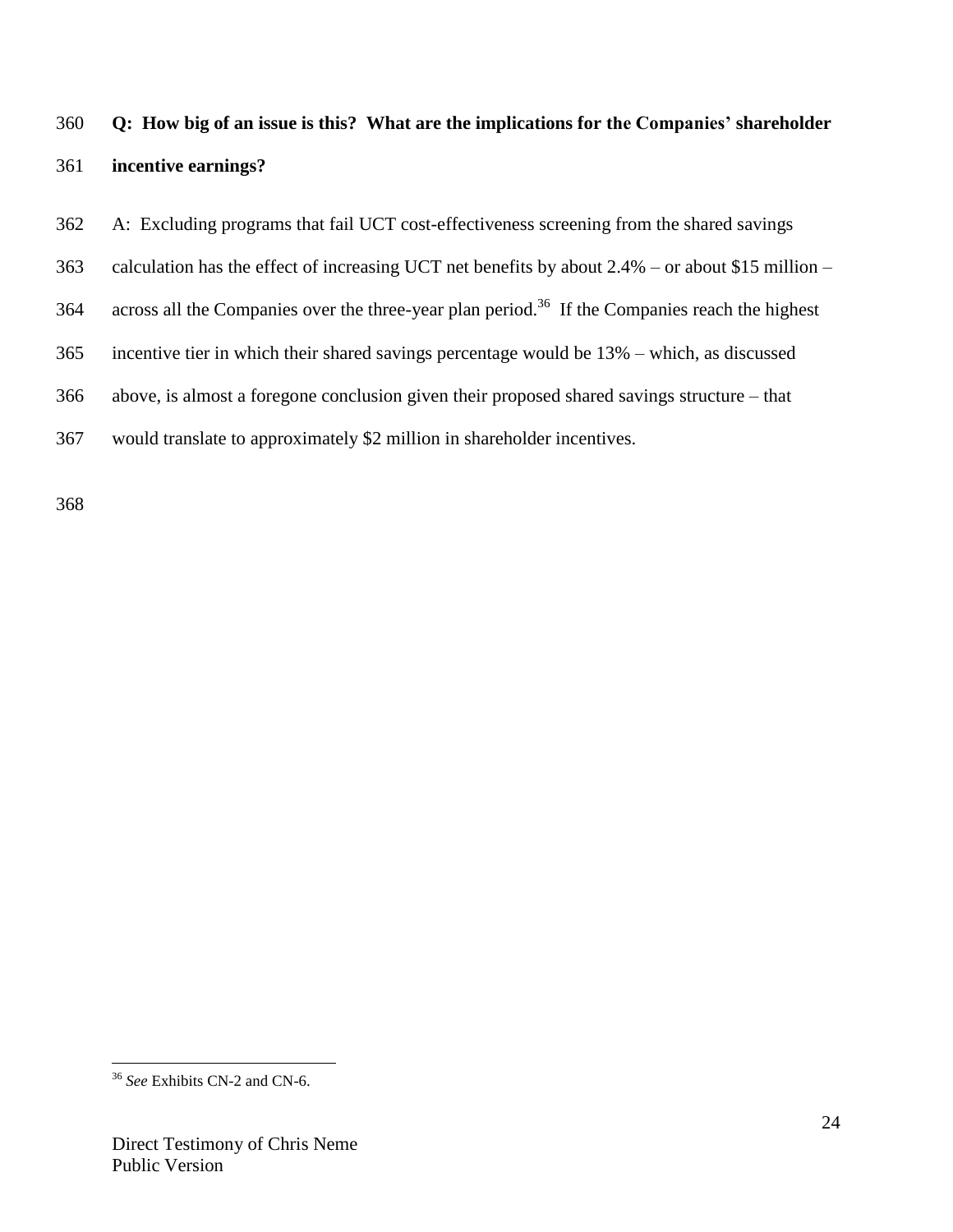**Q: How big of an issue is this? What are the implications for the Companies' shareholder incentive earnings?**

A: Excluding programs that fail UCT cost-effectiveness screening from the shared savings calculation has the effect of increasing UCT net benefits by about 2.4% – or about $15 million – across all the Companies over the three-year plan period.[36] If the Companies reach the highest incentive tier in which their shared savings percentage would be 13% – which, as discussed above, is almost a foregone conclusion given their proposed shared savings structure – that would translate to approximately $2 million in shareholder incentives.

---

[36] *See* Exhibits CN-2 and CN-6.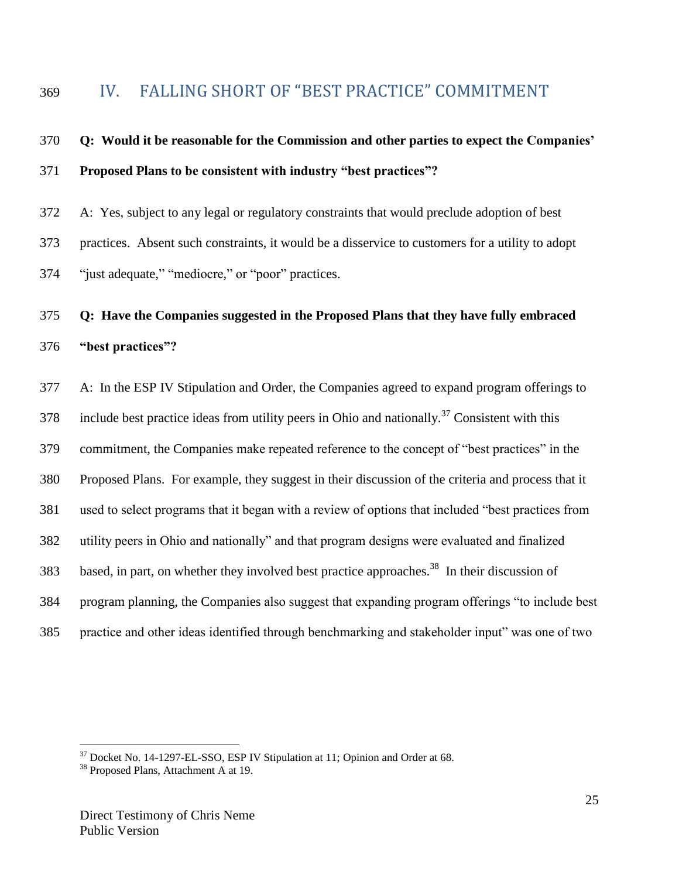## IV. FALLING SHORT OF "BEST PRACTICE" COMMITMENT

**Q: Would it be reasonable for the Commission and other parties to expect the Companies' Proposed Plans to be consistent with industry "best practices"?**

A: Yes, subject to any legal or regulatory constraints that would preclude adoption of best practices. Absent such constraints, it would be a disservice to customers for a utility to adopt "just adequate," "mediocre," or "poor" practices.

**Q: Have the Companies suggested in the Proposed Plans that they have fully embraced "best practices"?**

A: In the ESP IV Stipulation and Order, the Companies agreed to expand program offerings to include best practice ideas from utility peers in Ohio and nationally.[37] Consistent with this commitment, the Companies make repeated reference to the concept of "best practices" in the Proposed Plans. For example, they suggest in their discussion of the criteria and process that it used to select programs that it began with a review of options that included "best practices from utility peers in Ohio and nationally" and that program designs were evaluated and finalized based, in part, on whether they involved best practice approaches.[38] In their discussion of program planning, the Companies also suggest that expanding program offerings "to include best practice and other ideas identified through benchmarking and stakeholder input" was one of two

[37] Docket No. 14-1297-EL-SSO, ESP IV Stipulation at 11; Opinion and Order at 68.
[38] Proposed Plans, Attachment A at 19.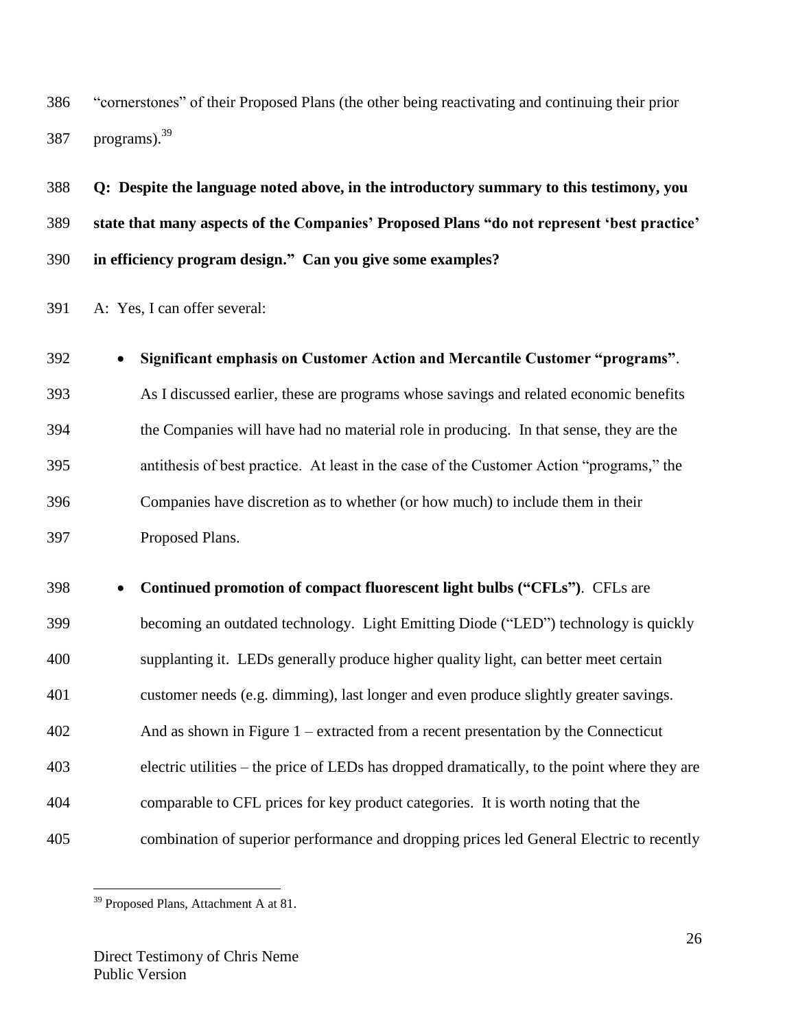"cornerstones" of their Proposed Plans (the other being reactivating and continuing their prior programs).[39]

**Q: Despite the language noted above, in the introductory summary to this testimony, you state that many aspects of the Companies' Proposed Plans "do not represent 'best practice' in efficiency program design." Can you give some examples?**

A: Yes, I can offer several:

- **Significant emphasis on Customer Action and Mercantile Customer "programs"**. As I discussed earlier, these are programs whose savings and related economic benefits the Companies will have had no material role in producing. In that sense, they are the antithesis of best practice. At least in the case of the Customer Action "programs," the Companies have discretion as to whether (or how much) to include them in their Proposed Plans.

- **Continued promotion of compact fluorescent light bulbs ("CFLs")**. CFLs are becoming an outdated technology. Light Emitting Diode ("LED") technology is quickly supplanting it. LEDs generally produce higher quality light, can better meet certain customer needs (e.g. dimming), last longer and even produce slightly greater savings. And as shown in Figure 1 – extracted from a recent presentation by the Connecticut electric utilities – the price of LEDs has dropped dramatically, to the point where they are comparable to CFL prices for key product categories. It is worth noting that the combination of superior performance and dropping prices led General Electric to recently

[39] Proposed Plans, Attachment A at 81.

Direct Testimony of Chris Neme
Public Version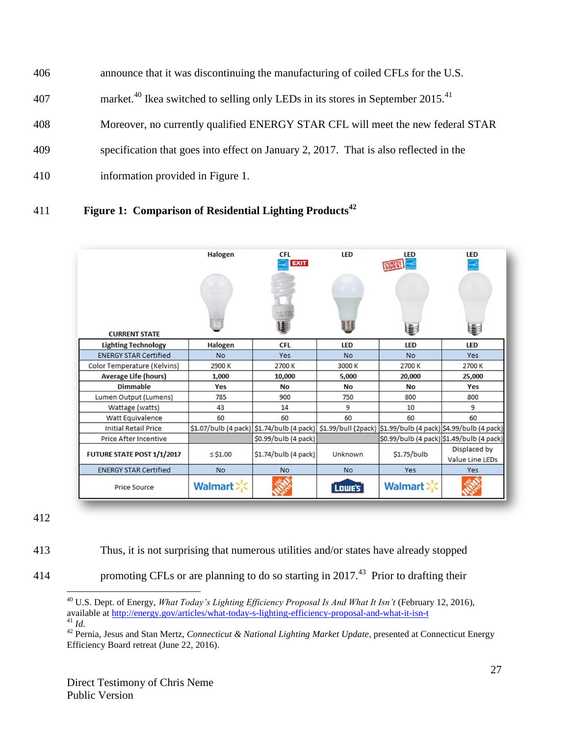406 announce that it was discontinuing the manufacturing of coiled CFLs for the U.S.

407 market.[40] Ikea switched to selling only LEDs in its stores in September 2015.[41]

408 Moreover, no currently qualified ENERGY STAR CFL will meet the new federal STAR

409 specification that goes into effect on January 2, 2017. That is also reflected in the

410 information provided in Figure 1.

411 **Figure 1: Comparison of Residential Lighting Products**[42]

| CURRENT STATE | Halogen | CFL (EXIT) | LED | LED (COMING SOON!) | LED |
|---|---|---|---|---|---|
| **Lighting Technology** | **Halogen** | **CFL** | **LED** | **LED** | **LED** |
| ENERGY STAR Certified | No | Yes | No | No | Yes |
| Color Temperature (Kelvins) | 2900 K | 2700 K | 3000 K | 2700 K | 2700 K |
| **Average Life (hours)** | **1,000** | **10,000** | **5,000** | **20,000** | **25,000** |
| **Dimmable** | **Yes** | **No** | **No** | **No** | **Yes** |
| Lumen Output (Lumens) | 785 | 900 | 750 | 800 | 800 |
| Wattage (watts) | 43 | 14 | 9 | 10 | 9 |
| Watt Equivalence | 60 | 60 | 60 | 60 | 60 |
| Initial Retail Price | $1.07/bulb (4 pack) | $1.74/bulb (4 pack) | $1.99/bull (2pack) | $1.99/bulb (4 pack) | $4.99/bulb (4 pack) |
| Price After Incentive | | $0.99/bulb (4 pack) | | $0.99/bulb (4 pack) | $1.49/bulb (4 pack) |
| **FUTURE STATE POST 1/1/2017** | ≤ $1.00 | $1.74/bulb (4 pack) | Unknown | $1.75/bulb | Displaced by Value Line LEDs |
| ENERGY STAR Certified | No | No | No | Yes | Yes |
| Price Source | Walmart | The Home Depot | Lowe's | Walmart | The Home Depot |

412

413 Thus, it is not surprising that numerous utilities and/or states have already stopped

414 promoting CFLs or are planning to do so starting in 2017.[43] Prior to drafting their

---

[40] U.S. Dept. of Energy, *What Today's Lighting Efficiency Proposal Is And What It Isn't* (February 12, 2016), available at http://energy.gov/articles/what-today-s-lighting-efficiency-proposal-and-what-it-isn-t

[41] *Id.*

[42] Pernia, Jesus and Stan Mertz, *Connecticut & National Lighting Market Update*, presented at Connecticut Energy Efficiency Board retreat (June 22, 2016).

Direct Testimony of Chris Neme
Public Version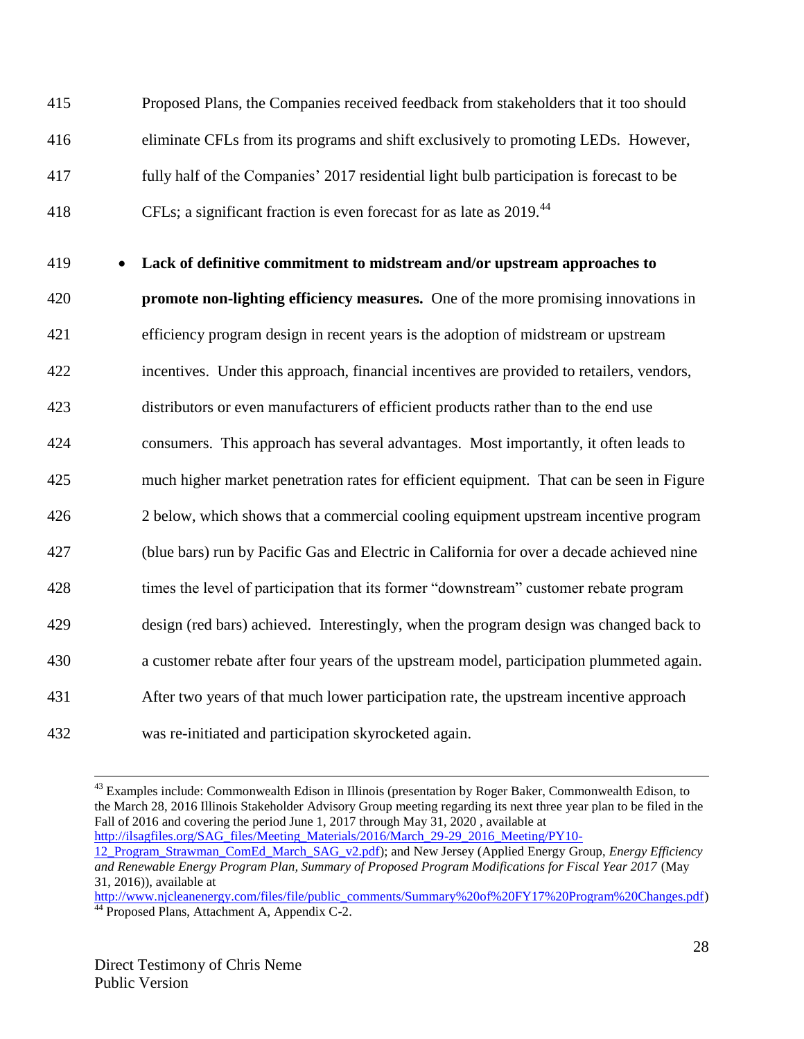Proposed Plans, the Companies received feedback from stakeholders that it too should eliminate CFLs from its programs and shift exclusively to promoting LEDs. However, fully half of the Companies' 2017 residential light bulb participation is forecast to be CFLs; a significant fraction is even forecast for as late as 2019.[44]

- **Lack of definitive commitment to midstream and/or upstream approaches to promote non-lighting efficiency measures.** One of the more promising innovations in efficiency program design in recent years is the adoption of midstream or upstream incentives. Under this approach, financial incentives are provided to retailers, vendors, distributors or even manufacturers of efficient products rather than to the end use consumers. This approach has several advantages. Most importantly, it often leads to much higher market penetration rates for efficient equipment. That can be seen in Figure 2 below, which shows that a commercial cooling equipment upstream incentive program (blue bars) run by Pacific Gas and Electric in California for over a decade achieved nine times the level of participation that its former "downstream" customer rebate program design (red bars) achieved. Interestingly, when the program design was changed back to a customer rebate after four years of the upstream model, participation plummeted again. After two years of that much lower participation rate, the upstream incentive approach was re-initiated and participation skyrocketed again.

---

[43] Examples include: Commonwealth Edison in Illinois (presentation by Roger Baker, Commonwealth Edison, to the March 28, 2016 Illinois Stakeholder Advisory Group meeting regarding its next three year plan to be filed in the Fall of 2016 and covering the period June 1, 2017 through May 31, 2020 , available at http://ilsagfiles.org/SAG_files/Meeting_Materials/2016/March_29-29_2016_Meeting/PY10-12_Program_Strawman_ComEd_March_SAG_v2.pdf); and New Jersey (Applied Energy Group, *Energy Efficiency and Renewable Energy Program Plan, Summary of Proposed Program Modifications for Fiscal Year 2017* (May 31, 2016)), available at http://www.njcleanenergy.com/files/file/public_comments/Summary%20of%20FY17%20Program%20Changes.pdf)

[44] Proposed Plans, Attachment A, Appendix C-2.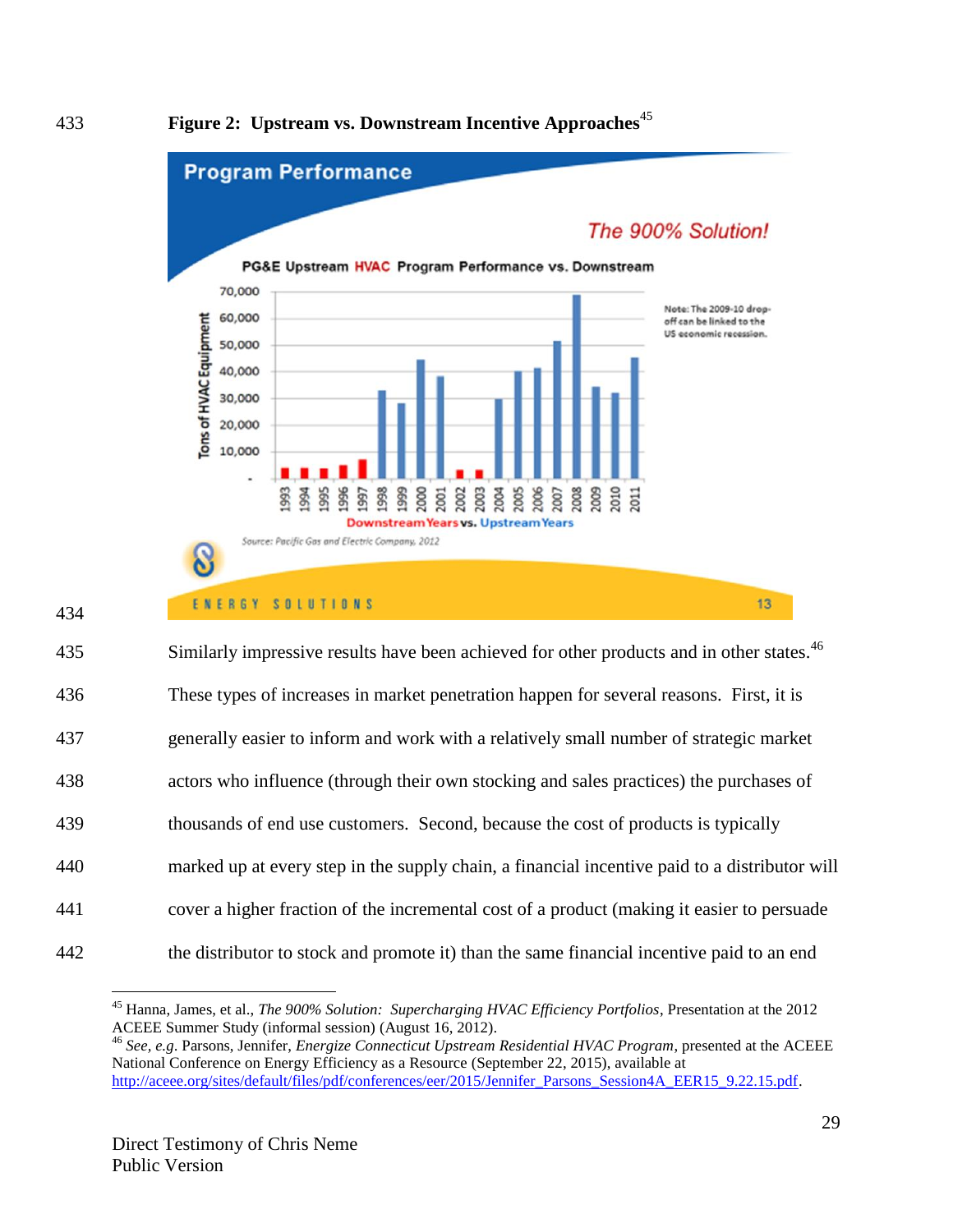**Figure 2: Upstream vs. Downstream Incentive Approaches**[45]

Similarly impressive results have been achieved for other products and in other states.[46] These types of increases in market penetration happen for several reasons. First, it is generally easier to inform and work with a relatively small number of strategic market actors who influence (through their own stocking and sales practices) the purchases of thousands of end use customers. Second, because the cost of products is typically marked up at every step in the supply chain, a financial incentive paid to a distributor will cover a higher fraction of the incremental cost of a product (making it easier to persuade the distributor to stock and promote it) than the same financial incentive paid to an end

---

[45] Hanna, James, et al., *The 900% Solution: Supercharging HVAC Efficiency Portfolios*, Presentation at the 2012 ACEEE Summer Study (informal session) (August 16, 2012).

[46] *See, e.g.* Parsons, Jennifer, *Energize Connecticut Upstream Residential HVAC Program*, presented at the ACEEE National Conference on Energy Efficiency as a Resource (September 22, 2015), available at http://aceee.org/sites/default/files/pdf/conferences/eer/2015/Jennifer_Parsons_Session4A_EER15_9.22.15.pdf.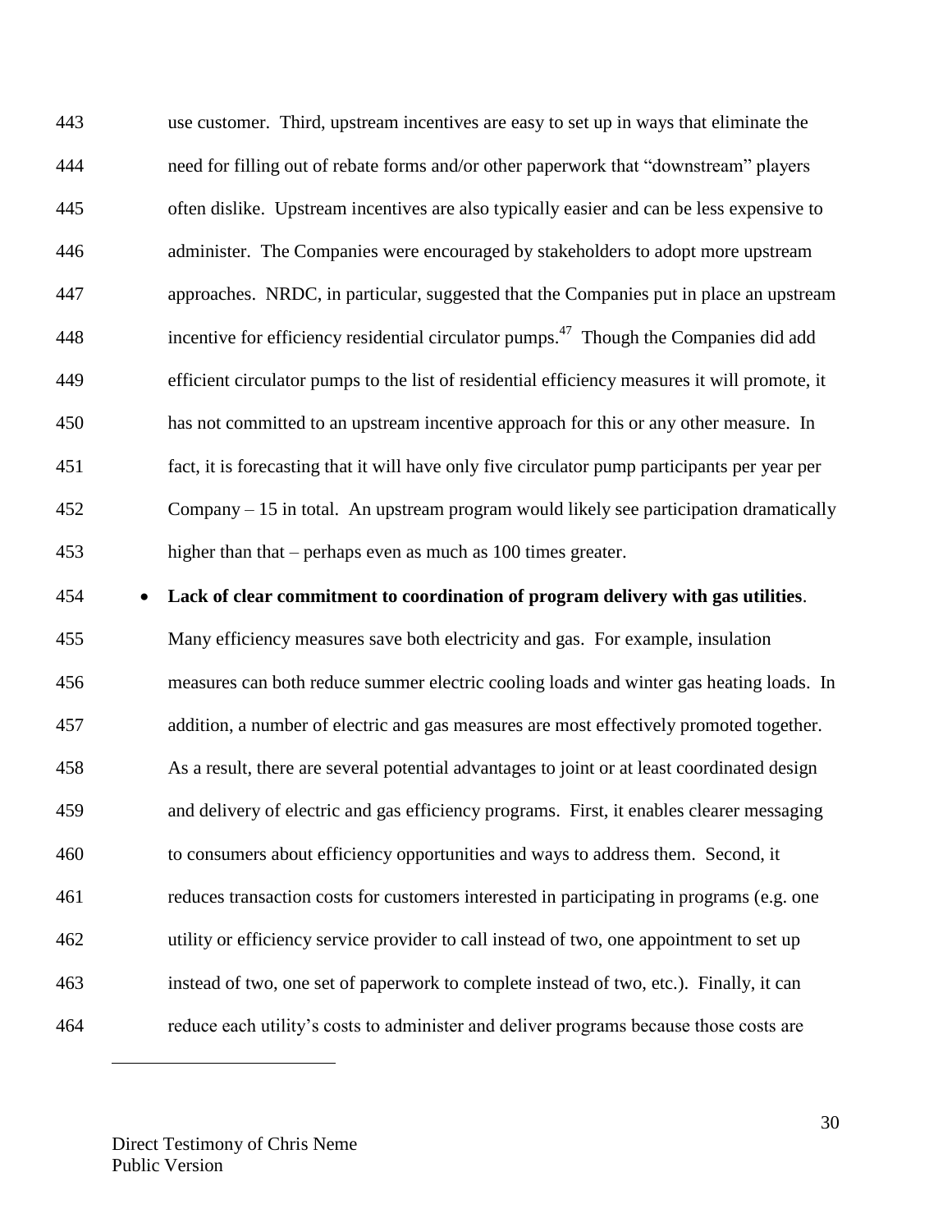use customer. Third, upstream incentives are easy to set up in ways that eliminate the need for filling out of rebate forms and/or other paperwork that "downstream" players often dislike. Upstream incentives are also typically easier and can be less expensive to administer. The Companies were encouraged by stakeholders to adopt more upstream approaches. NRDC, in particular, suggested that the Companies put in place an upstream incentive for efficiency residential circulator pumps.[47] Though the Companies did add efficient circulator pumps to the list of residential efficiency measures it will promote, it has not committed to an upstream incentive approach for this or any other measure. In fact, it is forecasting that it will have only five circulator pump participants per year per Company – 15 in total. An upstream program would likely see participation dramatically higher than that – perhaps even as much as 100 times greater.

- **Lack of clear commitment to coordination of program delivery with gas utilities**. Many efficiency measures save both electricity and gas. For example, insulation measures can both reduce summer electric cooling loads and winter gas heating loads. In addition, a number of electric and gas measures are most effectively promoted together. As a result, there are several potential advantages to joint or at least coordinated design and delivery of electric and gas efficiency programs. First, it enables clearer messaging to consumers about efficiency opportunities and ways to address them. Second, it reduces transaction costs for customers interested in participating in programs (e.g. one utility or efficiency service provider to call instead of two, one appointment to set up instead of two, one set of paperwork to complete instead of two, etc.). Finally, it can reduce each utility's costs to administer and deliver programs because those costs are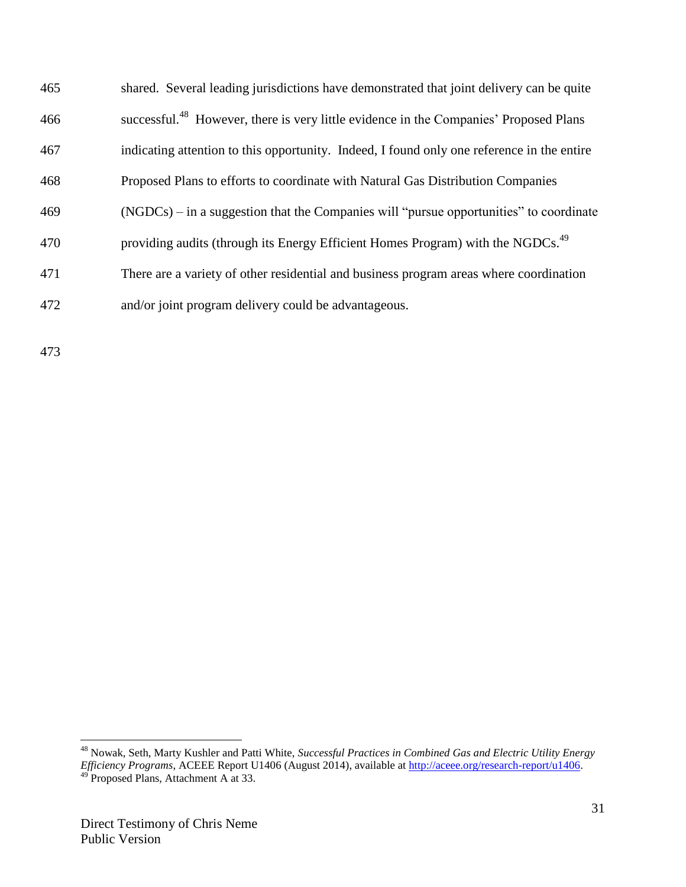465 shared. Several leading jurisdictions have demonstrated that joint delivery can be quite
466 successful.[48] However, there is very little evidence in the Companies' Proposed Plans
467 indicating attention to this opportunity. Indeed, I found only one reference in the entire
468 Proposed Plans to efforts to coordinate with Natural Gas Distribution Companies
469 (NGDCs) – in a suggestion that the Companies will "pursue opportunities" to coordinate
470 providing audits (through its Energy Efficient Homes Program) with the NGDCs.[49]
471 There are a variety of other residential and business program areas where coordination
472 and/or joint program delivery could be advantageous.

473

---

[48] Nowak, Seth, Marty Kushler and Patti White, *Successful Practices in Combined Gas and Electric Utility Energy Efficiency Programs*, ACEEE Report U1406 (August 2014), available at http://aceee.org/research-report/u1406.

[49] Proposed Plans, Attachment A at 33.

Direct Testimony of Chris Neme
Public Version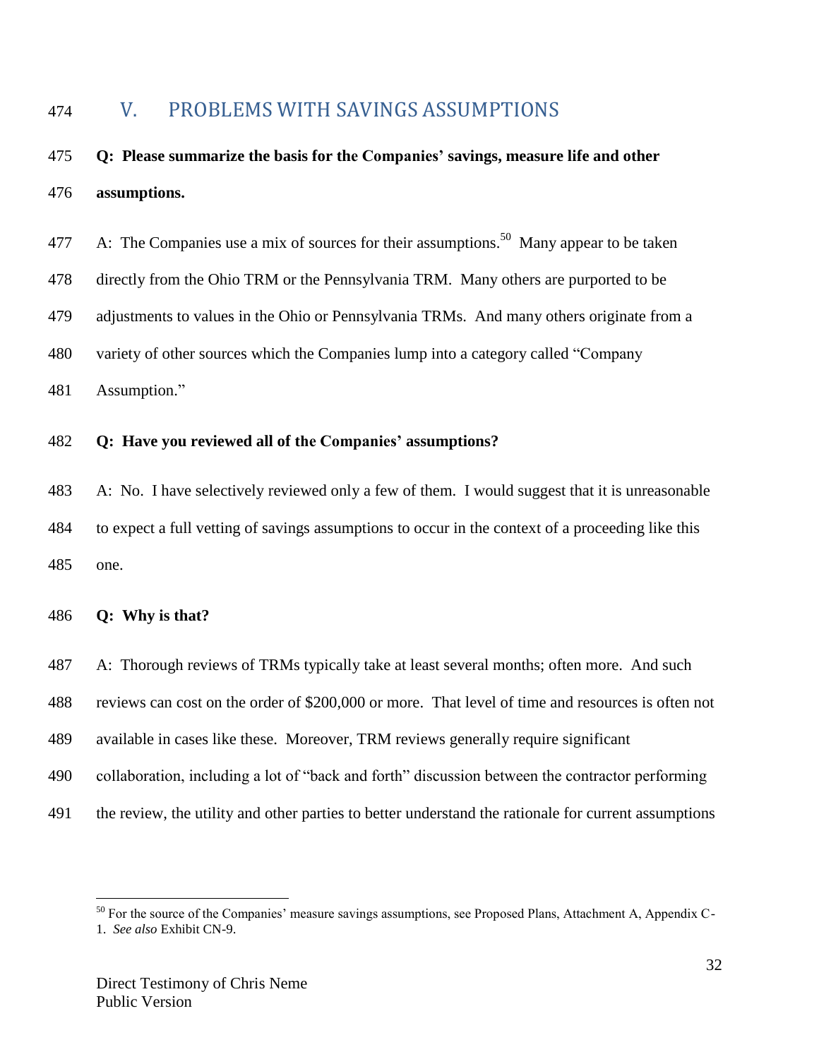## V. PROBLEMS WITH SAVINGS ASSUMPTIONS

**Q: Please summarize the basis for the Companies' savings, measure life and other assumptions.**

A: The Companies use a mix of sources for their assumptions.[50] Many appear to be taken directly from the Ohio TRM or the Pennsylvania TRM. Many others are purported to be adjustments to values in the Ohio or Pennsylvania TRMs. And many others originate from a variety of other sources which the Companies lump into a category called "Company Assumption."

**Q: Have you reviewed all of the Companies' assumptions?**

A: No. I have selectively reviewed only a few of them. I would suggest that it is unreasonable to expect a full vetting of savings assumptions to occur in the context of a proceeding like this one.

**Q: Why is that?**

A: Thorough reviews of TRMs typically take at least several months; often more. And such reviews can cost on the order of $200,000 or more. That level of time and resources is often not available in cases like these. Moreover, TRM reviews generally require significant collaboration, including a lot of "back and forth" discussion between the contractor performing the review, the utility and other parties to better understand the rationale for current assumptions

---

[50] For the source of the Companies' measure savings assumptions, see Proposed Plans, Attachment A, Appendix C-1. *See also* Exhibit CN-9.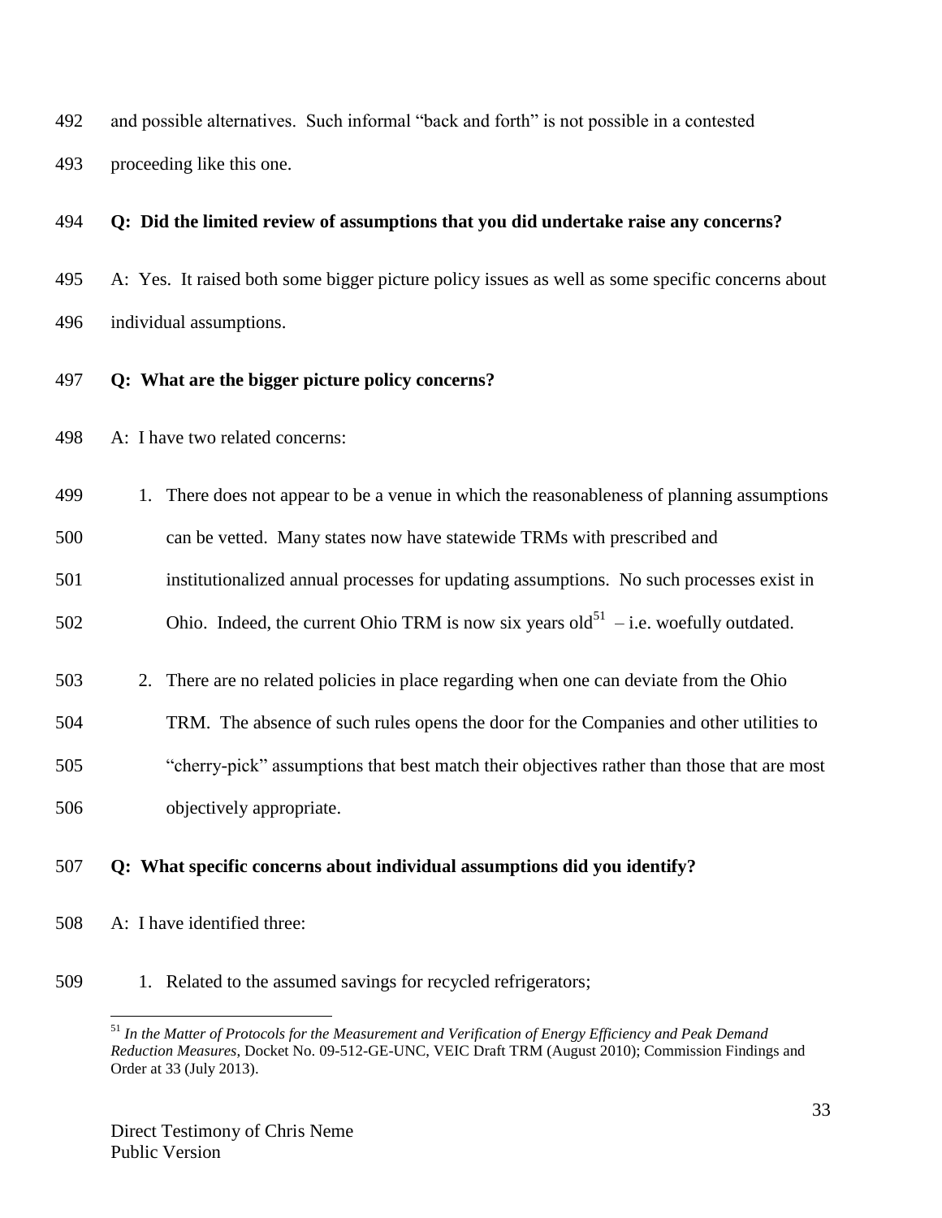and possible alternatives. Such informal "back and forth" is not possible in a contested proceeding like this one.

**Q: Did the limited review of assumptions that you did undertake raise any concerns?**

A: Yes. It raised both some bigger picture policy issues as well as some specific concerns about individual assumptions.

**Q: What are the bigger picture policy concerns?**

A: I have two related concerns:

1. There does not appear to be a venue in which the reasonableness of planning assumptions can be vetted. Many states now have statewide TRMs with prescribed and institutionalized annual processes for updating assumptions. No such processes exist in Ohio. Indeed, the current Ohio TRM is now six years old[51] – i.e. woefully outdated.
2. There are no related policies in place regarding when one can deviate from the Ohio TRM. The absence of such rules opens the door for the Companies and other utilities to "cherry-pick" assumptions that best match their objectives rather than those that are most objectively appropriate.

**Q: What specific concerns about individual assumptions did you identify?**

A: I have identified three:

1. Related to the assumed savings for recycled refrigerators;

[51] *In the Matter of Protocols for the Measurement and Verification of Energy Efficiency and Peak Demand Reduction Measures*, Docket No. 09-512-GE-UNC, VEIC Draft TRM (August 2010); Commission Findings and Order at 33 (July 2013).

Direct Testimony of Chris Neme
Public Version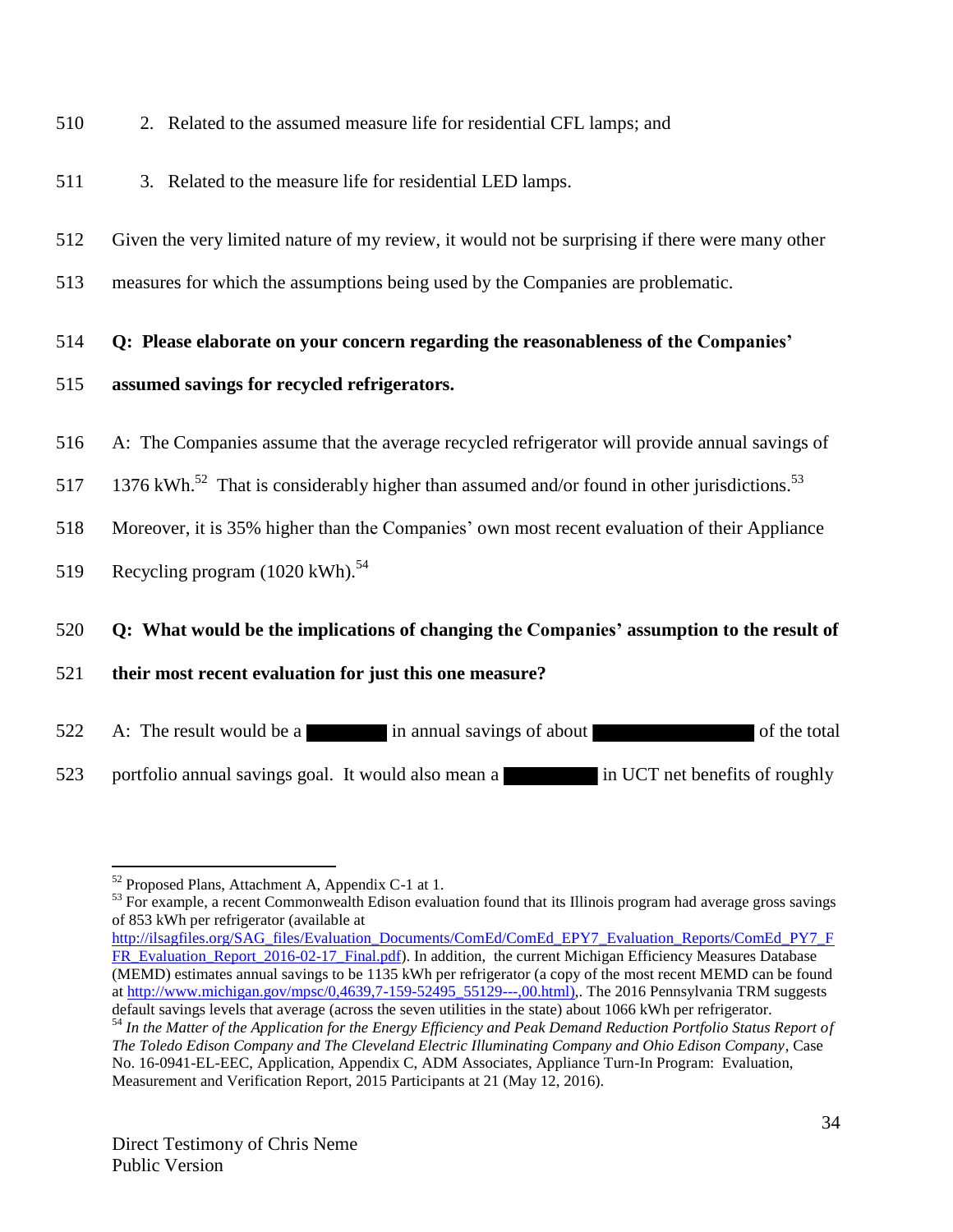510 2. Related to the assumed measure life for residential CFL lamps; and

511 3. Related to the measure life for residential LED lamps.

512 Given the very limited nature of my review, it would not be surprising if there were many other

513 measures for which the assumptions being used by the Companies are problematic.

514 **Q: Please elaborate on your concern regarding the reasonableness of the Companies'**

515 **assumed savings for recycled refrigerators.**

516 A: The Companies assume that the average recycled refrigerator will provide annual savings of

517 1376 kWh.[52] That is considerably higher than assumed and/or found in other jurisdictions.[53]

518 Moreover, it is 35% higher than the Companies' own most recent evaluation of their Appliance

519 Recycling program (1020 kWh).[54]

520 **Q: What would be the implications of changing the Companies' assumption to the result of**

521 **their most recent evaluation for just this one measure?**

522 A: The result would be a ████████ in annual savings of about ████████████████ of the total

523 portfolio annual savings goal. It would also mean a ██████████ in UCT net benefits of roughly

---

[52] Proposed Plans, Attachment A, Appendix C-1 at 1.

[53] For example, a recent Commonwealth Edison evaluation found that its Illinois program had average gross savings of 853 kWh per refrigerator (available at http://ilsagfiles.org/SAG_files/Evaluation_Documents/ComEd/ComEd_EPY7_Evaluation_Reports/ComEd_PY7_FFR_Evaluation_Report_2016-02-17_Final.pdf). In addition, the current Michigan Efficiency Measures Database (MEMD) estimates annual savings to be 1135 kWh per refrigerator (a copy of the most recent MEMD can be found at http://www.michigan.gov/mpsc/0,4639,7-159-52495_55129---,00.html),. The 2016 Pennsylvania TRM suggests default savings levels that average (across the seven utilities in the state) about 1066 kWh per refrigerator.

[54] *In the Matter of the Application for the Energy Efficiency and Peak Demand Reduction Portfolio Status Report of The Toledo Edison Company and The Cleveland Electric Illuminating Company and Ohio Edison Company*, Case No. 16-0941-EL-EEC, Application, Appendix C, ADM Associates, Appliance Turn-In Program: Evaluation, Measurement and Verification Report, 2015 Participants at 21 (May 12, 2016).

Direct Testimony of Chris Neme
Public Version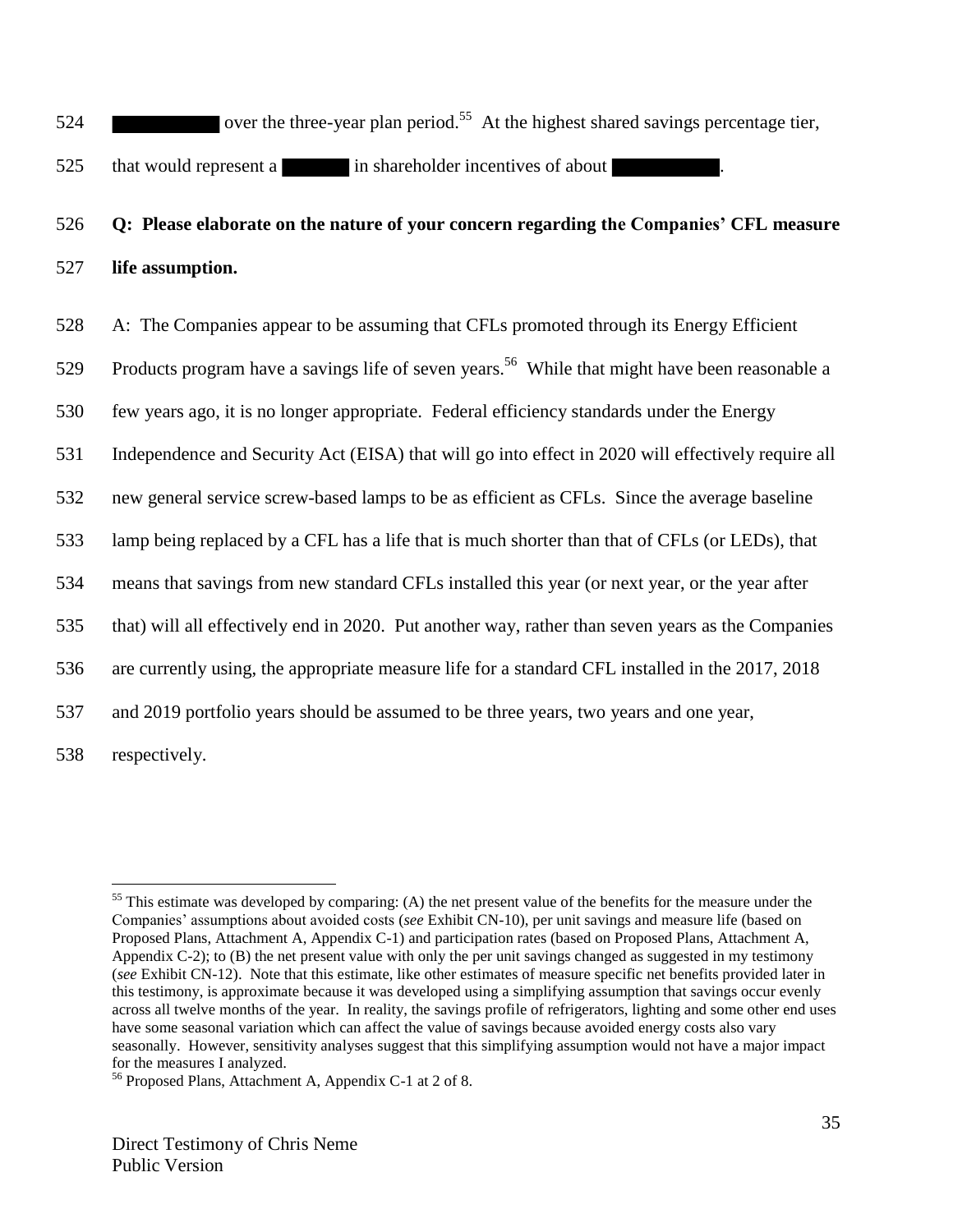524 ██████████ over the three-year plan period.[55] At the highest shared savings percentage tier,

525 that would represent a ███████ in shareholder incentives of about ██████████.

526 **Q: Please elaborate on the nature of your concern regarding the Companies' CFL measure**

527 **life assumption.**

528 A: The Companies appear to be assuming that CFLs promoted through its Energy Efficient

529 Products program have a savings life of seven years.[56] While that might have been reasonable a

530 few years ago, it is no longer appropriate. Federal efficiency standards under the Energy

531 Independence and Security Act (EISA) that will go into effect in 2020 will effectively require all

532 new general service screw-based lamps to be as efficient as CFLs. Since the average baseline

533 lamp being replaced by a CFL has a life that is much shorter than that of CFLs (or LEDs), that

534 means that savings from new standard CFLs installed this year (or next year, or the year after

535 that) will all effectively end in 2020. Put another way, rather than seven years as the Companies

536 are currently using, the appropriate measure life for a standard CFL installed in the 2017, 2018

537 and 2019 portfolio years should be assumed to be three years, two years and one year,

538 respectively.

---

[55] This estimate was developed by comparing: (A) the net present value of the benefits for the measure under the Companies' assumptions about avoided costs (*see* Exhibit CN-10), per unit savings and measure life (based on Proposed Plans, Attachment A, Appendix C-1) and participation rates (based on Proposed Plans, Attachment A, Appendix C-2); to (B) the net present value with only the per unit savings changed as suggested in my testimony (*see* Exhibit CN-12). Note that this estimate, like other estimates of measure specific net benefits provided later in this testimony, is approximate because it was developed using a simplifying assumption that savings occur evenly across all twelve months of the year. In reality, the savings profile of refrigerators, lighting and some other end uses have some seasonal variation which can affect the value of savings because avoided energy costs also vary seasonally. However, sensitivity analyses suggest that this simplifying assumption would not have a major impact for the measures I analyzed.

[56] Proposed Plans, Attachment A, Appendix C-1 at 2 of 8.

Direct Testimony of Chris Neme
Public Version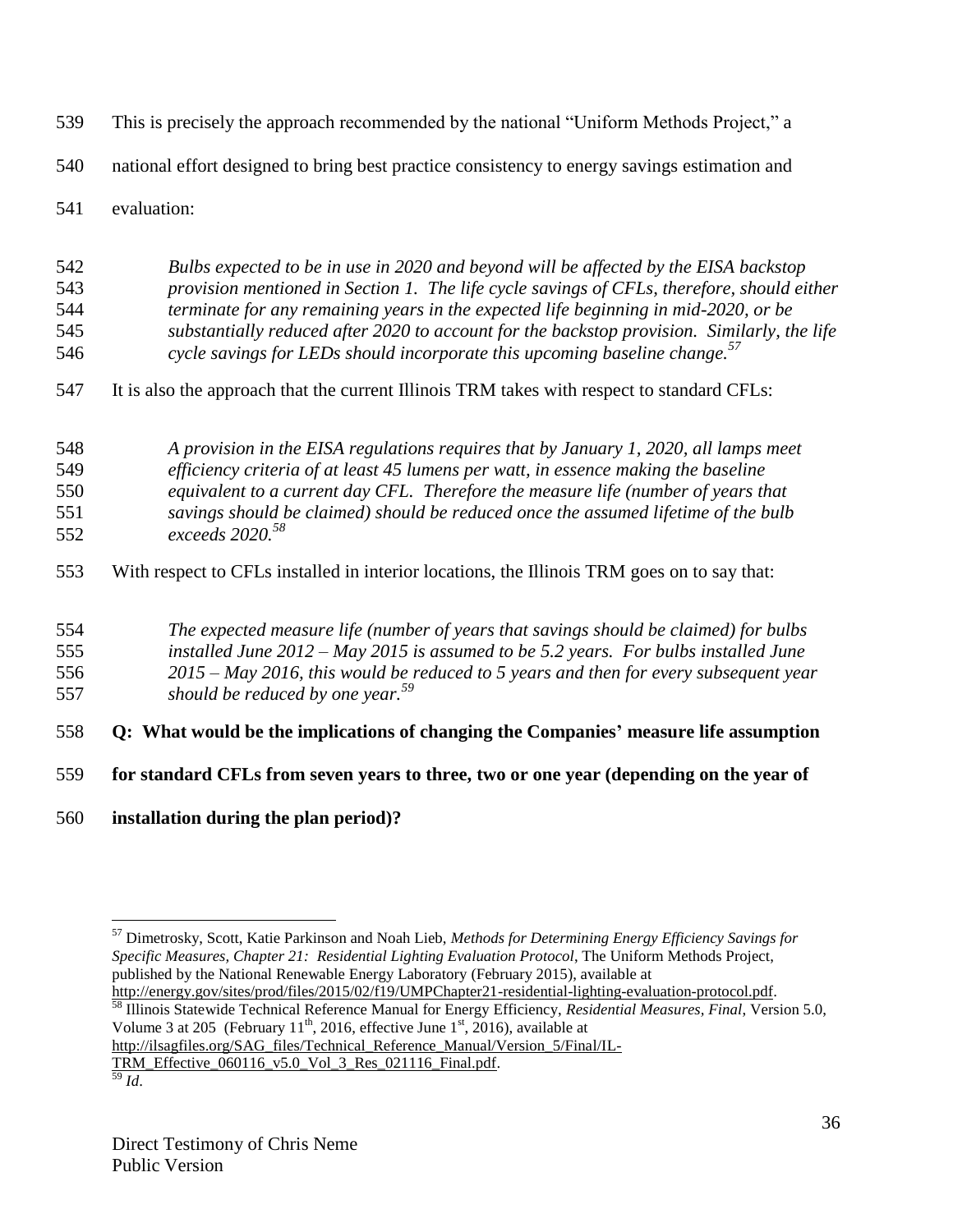This is precisely the approach recommended by the national "Uniform Methods Project," a national effort designed to bring best practice consistency to energy savings estimation and evaluation:

> *Bulbs expected to be in use in 2020 and beyond will be affected by the EISA backstop provision mentioned in Section 1. The life cycle savings of CFLs, therefore, should either terminate for any remaining years in the expected life beginning in mid-2020, or be substantially reduced after 2020 to account for the backstop provision. Similarly, the life cycle savings for LEDs should incorporate this upcoming baseline change.*[57]

It is also the approach that the current Illinois TRM takes with respect to standard CFLs:

> *A provision in the EISA regulations requires that by January 1, 2020, all lamps meet efficiency criteria of at least 45 lumens per watt, in essence making the baseline equivalent to a current day CFL. Therefore the measure life (number of years that savings should be claimed) should be reduced once the assumed lifetime of the bulb exceeds 2020.*[58]

With respect to CFLs installed in interior locations, the Illinois TRM goes on to say that:

> *The expected measure life (number of years that savings should be claimed) for bulbs installed June 2012 – May 2015 is assumed to be 5.2 years. For bulbs installed June 2015 – May 2016, this would be reduced to 5 years and then for every subsequent year should be reduced by one year.*[59]

**Q: What would be the implications of changing the Companies' measure life assumption for standard CFLs from seven years to three, two or one year (depending on the year of installation during the plan period)?**

---

[57] Dimetrosky, Scott, Katie Parkinson and Noah Lieb, *Methods for Determining Energy Efficiency Savings for Specific Measures, Chapter 21: Residential Lighting Evaluation Protocol*, The Uniform Methods Project, published by the National Renewable Energy Laboratory (February 2015), available at http://energy.gov/sites/prod/files/2015/02/f19/UMPChapter21-residential-lighting-evaluation-protocol.pdf.

[58] Illinois Statewide Technical Reference Manual for Energy Efficiency, *Residential Measures, Final*, Version 5.0, Volume 3 at 205 (February 11th, 2016, effective June 1st, 2016), available at http://ilsagfiles.org/SAG_files/Technical_Reference_Manual/Version_5/Final/IL-TRM_Effective_060116_v5.0_Vol_3_Res_021116_Final.pdf.

[59] *Id*.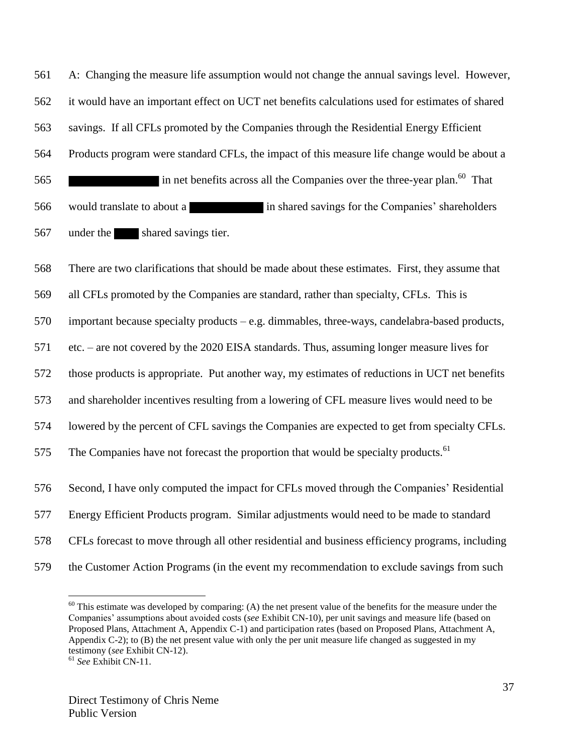A: Changing the measure life assumption would not change the annual savings level. However, it would have an important effect on UCT net benefits calculations used for estimates of shared savings. If all CFLs promoted by the Companies through the Residential Energy Efficient Products program were standard CFLs, the impact of this measure life change would be about a ████████████ in net benefits across all the Companies over the three-year plan.[60] That would translate to about a ██████████ in shared savings for the Companies' shareholders under the ████ shared savings tier.

There are two clarifications that should be made about these estimates. First, they assume that all CFLs promoted by the Companies are standard, rather than specialty, CFLs. This is important because specialty products – e.g. dimmables, three-ways, candelabra-based products, etc. – are not covered by the 2020 EISA standards. Thus, assuming longer measure lives for those products is appropriate. Put another way, my estimates of reductions in UCT net benefits and shareholder incentives resulting from a lowering of CFL measure lives would need to be lowered by the percent of CFL savings the Companies are expected to get from specialty CFLs. The Companies have not forecast the proportion that would be specialty products.[61]

Second, I have only computed the impact for CFLs moved through the Companies' Residential Energy Efficient Products program. Similar adjustments would need to be made to standard CFLs forecast to move through all other residential and business efficiency programs, including the Customer Action Programs (in the event my recommendation to exclude savings from such

---

[60] This estimate was developed by comparing: (A) the net present value of the benefits for the measure under the Companies' assumptions about avoided costs (*see* Exhibit CN-10), per unit savings and measure life (based on Proposed Plans, Attachment A, Appendix C-1) and participation rates (based on Proposed Plans, Attachment A, Appendix C-2); to (B) the net present value with only the per unit measure life changed as suggested in my testimony (*see* Exhibit CN-12).

[61] *See* Exhibit CN-11.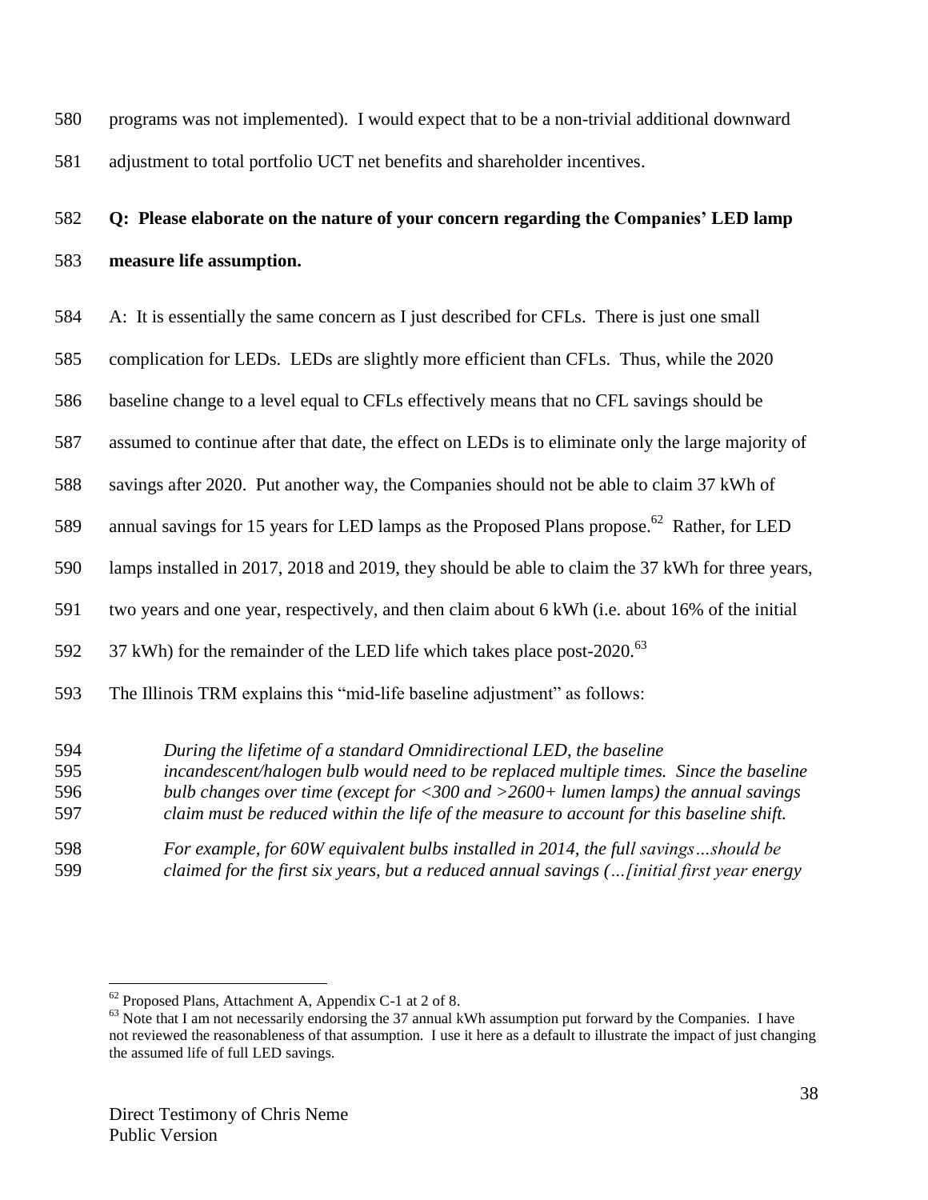programs was not implemented). I would expect that to be a non-trivial additional downward adjustment to total portfolio UCT net benefits and shareholder incentives.

**Q: Please elaborate on the nature of your concern regarding the Companies' LED lamp measure life assumption.**

A: It is essentially the same concern as I just described for CFLs. There is just one small complication for LEDs. LEDs are slightly more efficient than CFLs. Thus, while the 2020 baseline change to a level equal to CFLs effectively means that no CFL savings should be assumed to continue after that date, the effect on LEDs is to eliminate only the large majority of savings after 2020. Put another way, the Companies should not be able to claim 37 kWh of annual savings for 15 years for LED lamps as the Proposed Plans propose.[62] Rather, for LED lamps installed in 2017, 2018 and 2019, they should be able to claim the 37 kWh for three years, two years and one year, respectively, and then claim about 6 kWh (i.e. about 16% of the initial 37 kWh) for the remainder of the LED life which takes place post-2020.[63]

The Illinois TRM explains this "mid-life baseline adjustment" as follows:

> *During the lifetime of a standard Omnidirectional LED, the baseline incandescent/halogen bulb would need to be replaced multiple times. Since the baseline bulb changes over time (except for <300 and >2600+ lumen lamps) the annual savings claim must be reduced within the life of the measure to account for this baseline shift.*
>
> *For example, for 60W equivalent bulbs installed in 2014, the full savings…should be claimed for the first six years, but a reduced annual savings (…[initial first year energy*

---

[62] Proposed Plans, Attachment A, Appendix C-1 at 2 of 8.

[63] Note that I am not necessarily endorsing the 37 annual kWh assumption put forward by the Companies. I have not reviewed the reasonableness of that assumption. I use it here as a default to illustrate the impact of just changing the assumed life of full LED savings.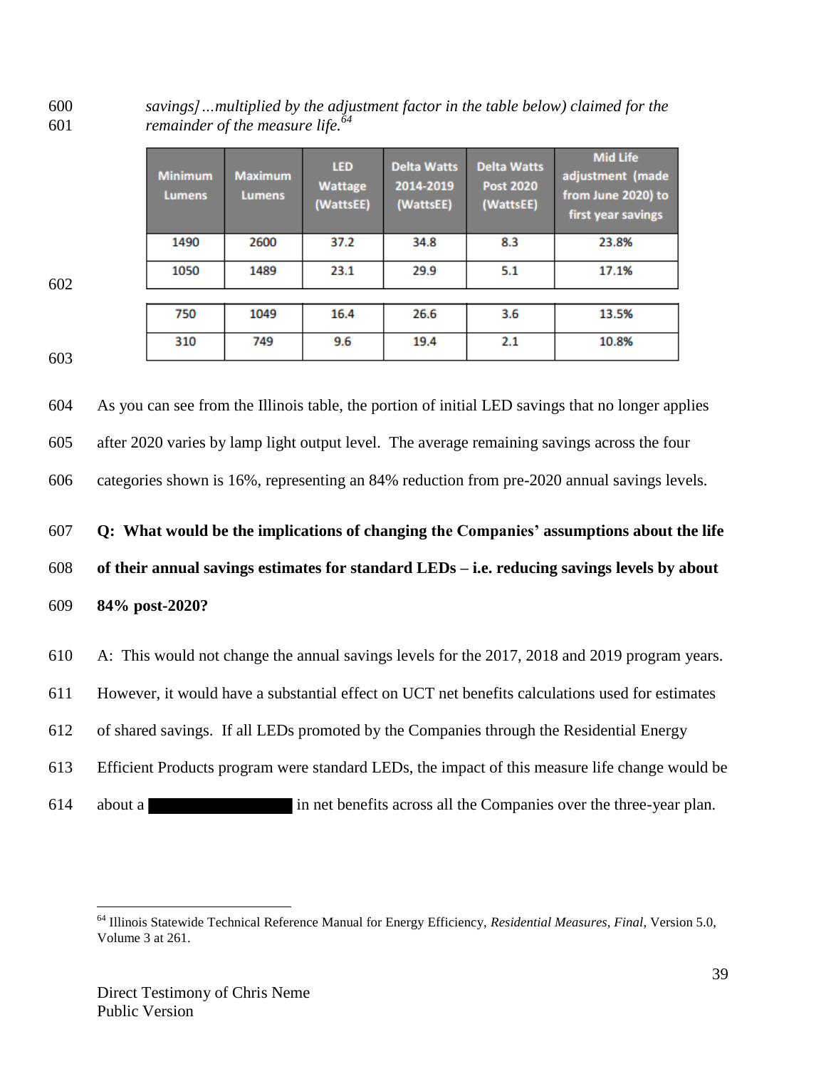*savings]...multiplied by the adjustment factor in the table below) claimed for the remainder of the measure life.*[64]

| Minimum Lumens | Maximum Lumens | LED Wattage (WattsEE) | Delta Watts 2014-2019 (WattsEE) | Delta Watts Post 2020 (WattsEE) | Mid Life adjustment (made from June 2020) to first year savings |
|---|---|---|---|---|---|
| 1490 | 2600 | 37.2 | 34.8 | 8.3 | 23.8% |
| 1050 | 1489 | 23.1 | 29.9 | 5.1 | 17.1% |
| 750 | 1049 | 16.4 | 26.6 | 3.6 | 13.5% |
| 310 | 749 | 9.6 | 19.4 | 2.1 | 10.8% |

As you can see from the Illinois table, the portion of initial LED savings that no longer applies after 2020 varies by lamp light output level. The average remaining savings across the four categories shown is 16%, representing an 84% reduction from pre-2020 annual savings levels.

**Q: What would be the implications of changing the Companies' assumptions about the life of their annual savings estimates for standard LEDs – i.e. reducing savings levels by about 84% post-2020?**

A: This would not change the annual savings levels for the 2017, 2018 and 2019 program years. However, it would have a substantial effect on UCT net benefits calculations used for estimates of shared savings. If all LEDs promoted by the Companies through the Residential Energy Efficient Products program were standard LEDs, the impact of this measure life change would be about a ████████████ in net benefits across all the Companies over the three-year plan.

[64] Illinois Statewide Technical Reference Manual for Energy Efficiency, *Residential Measures, Final*, Version 5.0, Volume 3 at 261.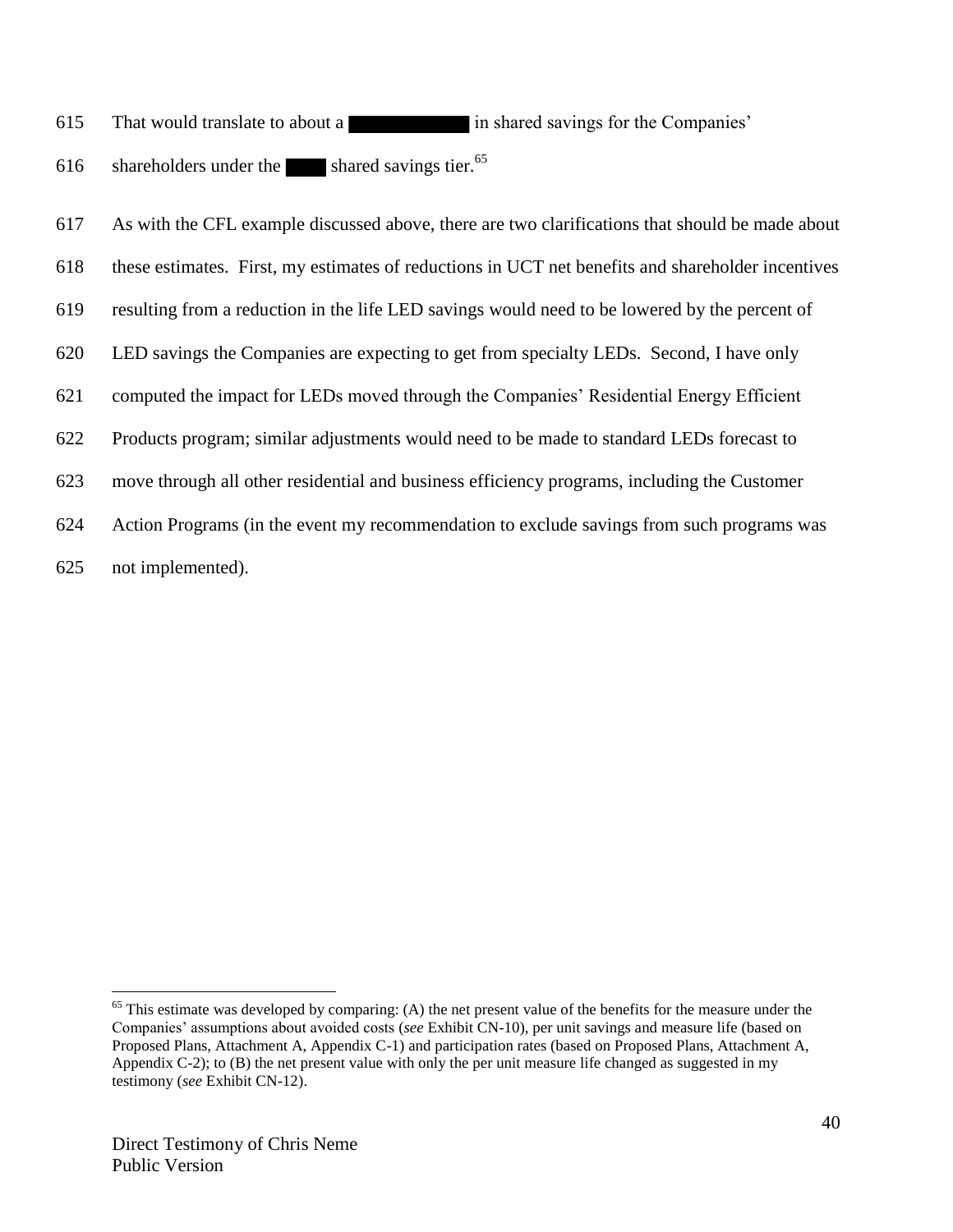615 That would translate to about a ███████ in shared savings for the Companies'

616 shareholders under the ███ shared savings tier.[65]

617 As with the CFL example discussed above, there are two clarifications that should be made about

618 these estimates. First, my estimates of reductions in UCT net benefits and shareholder incentives

619 resulting from a reduction in the life LED savings would need to be lowered by the percent of

620 LED savings the Companies are expecting to get from specialty LEDs. Second, I have only

621 computed the impact for LEDs moved through the Companies' Residential Energy Efficient

622 Products program; similar adjustments would need to be made to standard LEDs forecast to

623 move through all other residential and business efficiency programs, including the Customer

624 Action Programs (in the event my recommendation to exclude savings from such programs was

625 not implemented).

---

[65] This estimate was developed by comparing: (A) the net present value of the benefits for the measure under the Companies' assumptions about avoided costs (*see* Exhibit CN-10), per unit savings and measure life (based on Proposed Plans, Attachment A, Appendix C-1) and participation rates (based on Proposed Plans, Attachment A, Appendix C-2); to (B) the net present value with only the per unit measure life changed as suggested in my testimony (*see* Exhibit CN-12).

Direct Testimony of Chris Neme
Public Version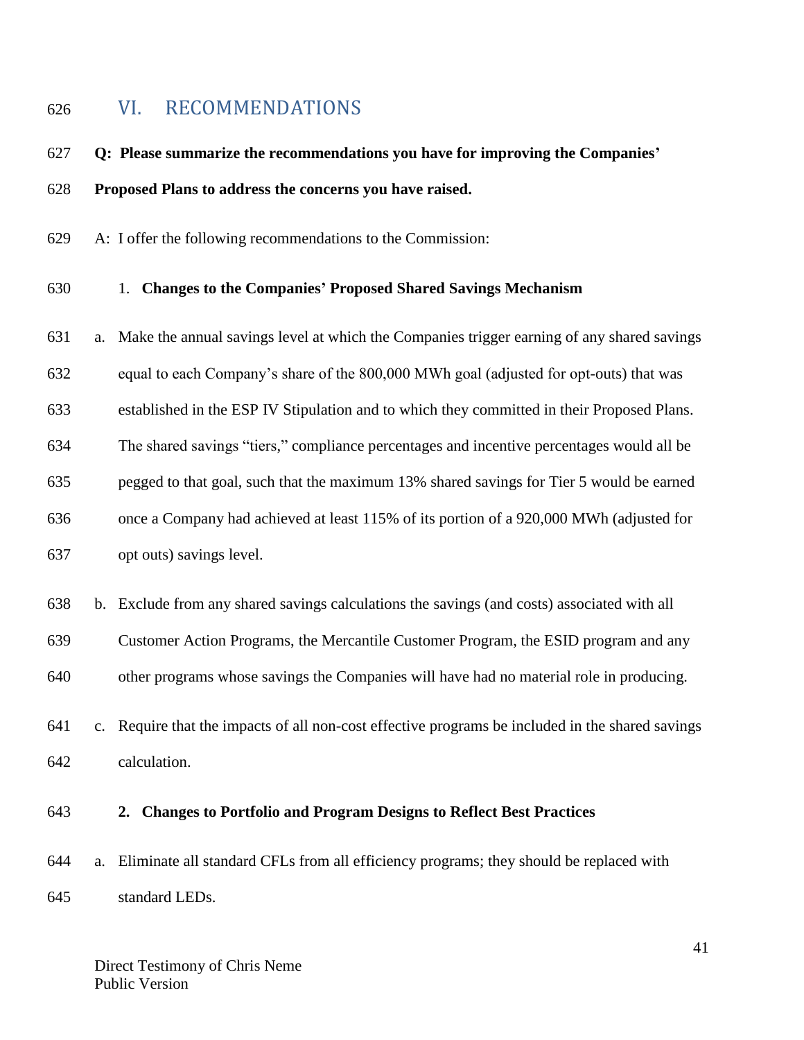## VI. RECOMMENDATIONS

**Q: Please summarize the recommendations you have for improving the Companies' Proposed Plans to address the concerns you have raised.**

A: I offer the following recommendations to the Commission:

1. **Changes to the Companies' Proposed Shared Savings Mechanism**

a. Make the annual savings level at which the Companies trigger earning of any shared savings equal to each Company's share of the 800,000 MWh goal (adjusted for opt-outs) that was established in the ESP IV Stipulation and to which they committed in their Proposed Plans. The shared savings "tiers," compliance percentages and incentive percentages would all be pegged to that goal, such that the maximum 13% shared savings for Tier 5 would be earned once a Company had achieved at least 115% of its portion of a 920,000 MWh (adjusted for opt outs) savings level.

b. Exclude from any shared savings calculations the savings (and costs) associated with all Customer Action Programs, the Mercantile Customer Program, the ESID program and any other programs whose savings the Companies will have had no material role in producing.

c. Require that the impacts of all non-cost effective programs be included in the shared savings calculation.

2. **Changes to Portfolio and Program Designs to Reflect Best Practices**

a. Eliminate all standard CFLs from all efficiency programs; they should be replaced with standard LEDs.

Direct Testimony of Chris Neme
Public Version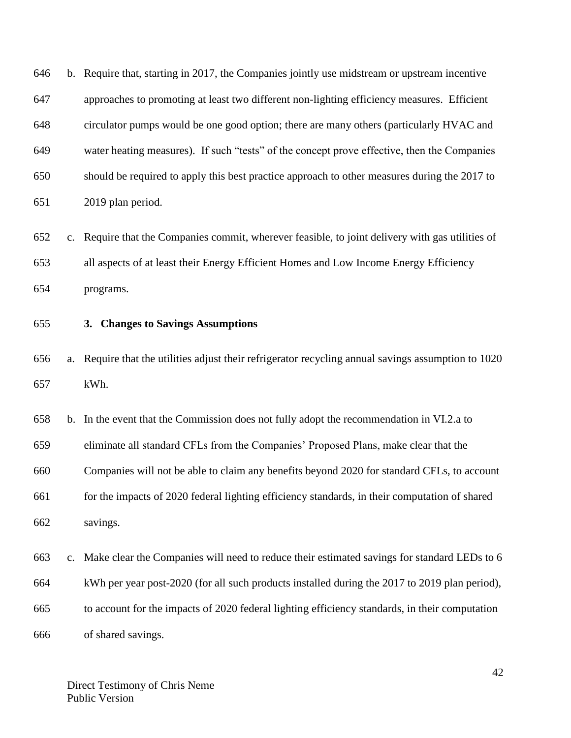b. Require that, starting in 2017, the Companies jointly use midstream or upstream incentive approaches to promoting at least two different non-lighting efficiency measures. Efficient circulator pumps would be one good option; there are many others (particularly HVAC and water heating measures). If such "tests" of the concept prove effective, then the Companies should be required to apply this best practice approach to other measures during the 2017 to 2019 plan period.

c. Require that the Companies commit, wherever feasible, to joint delivery with gas utilities of all aspects of at least their Energy Efficient Homes and Low Income Energy Efficiency programs.

**3. Changes to Savings Assumptions**

a. Require that the utilities adjust their refrigerator recycling annual savings assumption to 1020 kWh.

b. In the event that the Commission does not fully adopt the recommendation in VI.2.a to eliminate all standard CFLs from the Companies' Proposed Plans, make clear that the Companies will not be able to claim any benefits beyond 2020 for standard CFLs, to account for the impacts of 2020 federal lighting efficiency standards, in their computation of shared savings.

c. Make clear the Companies will need to reduce their estimated savings for standard LEDs to 6 kWh per year post-2020 (for all such products installed during the 2017 to 2019 plan period), to account for the impacts of 2020 federal lighting efficiency standards, in their computation of shared savings.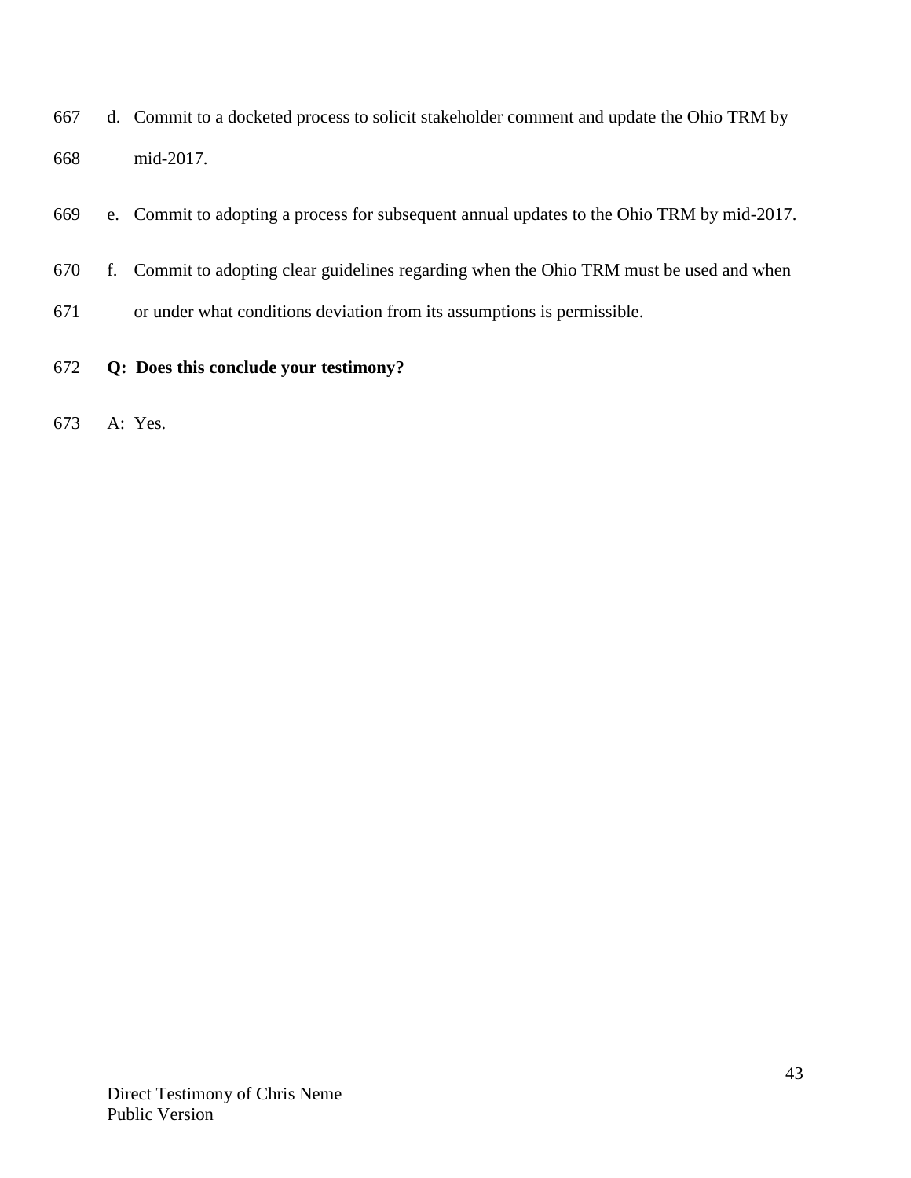d. Commit to a docketed process to solicit stakeholder comment and update the Ohio TRM by mid-2017.

e. Commit to adopting a process for subsequent annual updates to the Ohio TRM by mid-2017.

f. Commit to adopting clear guidelines regarding when the Ohio TRM must be used and when or under what conditions deviation from its assumptions is permissible.

**Q: Does this conclude your testimony?**

A: Yes.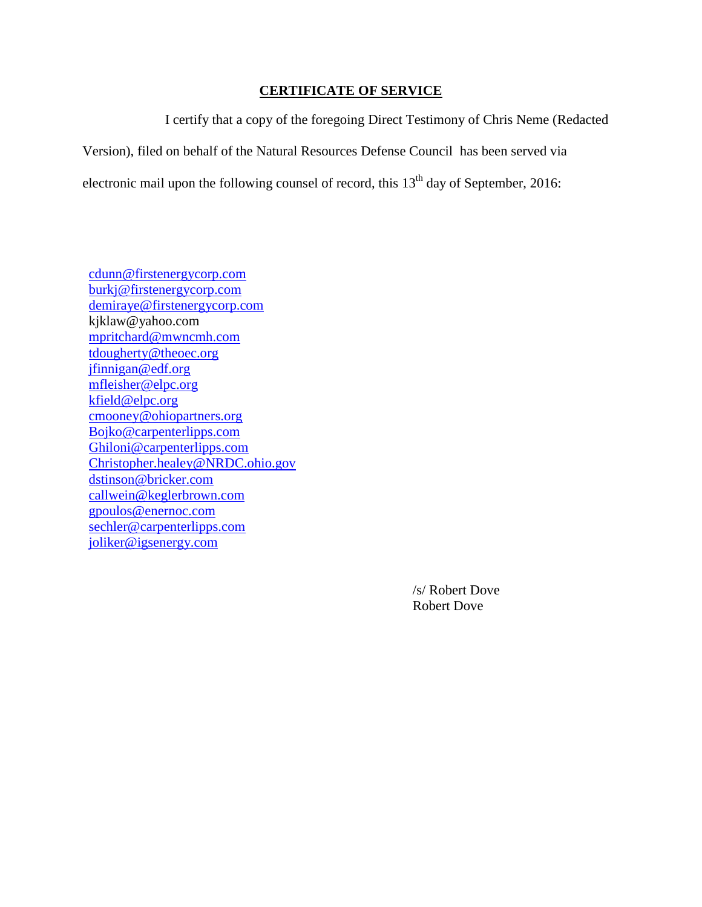## CERTIFICATE OF SERVICE

I certify that a copy of the foregoing Direct Testimony of Chris Neme (Redacted Version), filed on behalf of the Natural Resources Defense Council has been served via electronic mail upon the following counsel of record, this 13th day of September, 2016:

cdunn@firstenergycorp.com
burkj@firstenergycorp.com
demiraye@firstenergycorp.com
kjklaw@yahoo.com
mpritchard@mwncmh.com
tdougherty@theoec.org
jfinnigan@edf.org
mfleisher@elpc.org
kfield@elpc.org
cmooney@ohiopartners.org
Bojko@carpenterlipps.com
Ghiloni@carpenterlipps.com
Christopher.healey@NRDC.ohio.gov
dstinson@bricker.com
callwein@keglerbrown.com
gpoulos@enernoc.com
sechler@carpenterlipps.com
joliker@igsenergy.com

/s/ Robert Dove
Robert Dove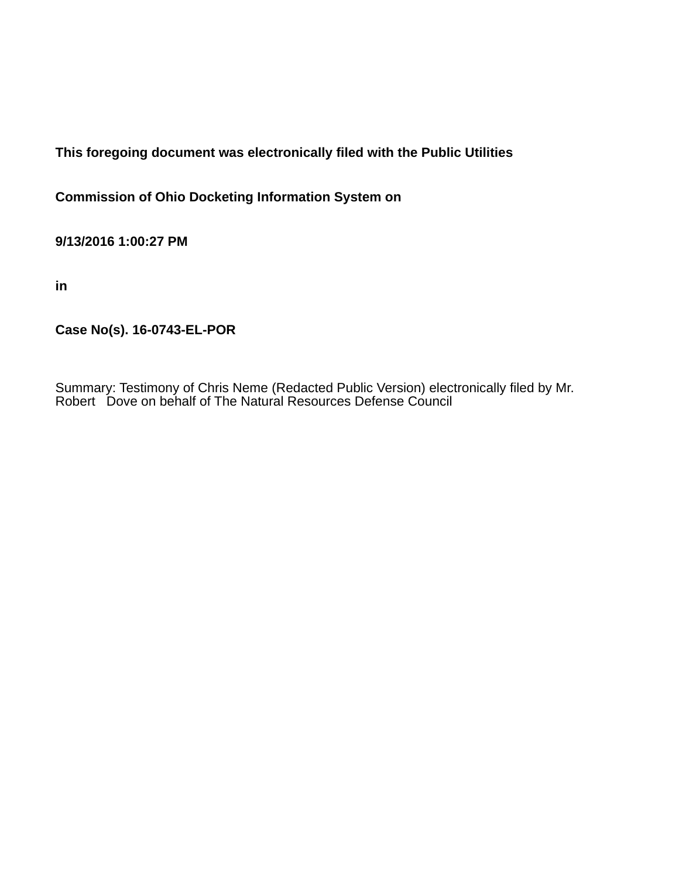**This foregoing document was electronically filed with the Public Utilities**

**Commission of Ohio Docketing Information System on**

**9/13/2016 1:00:27 PM**

**in**

**Case No(s). 16-0743-EL-POR**

Summary: Testimony of Chris Neme (Redacted Public Version) electronically filed by Mr. Robert Dove on behalf of The Natural Resources Defense Council